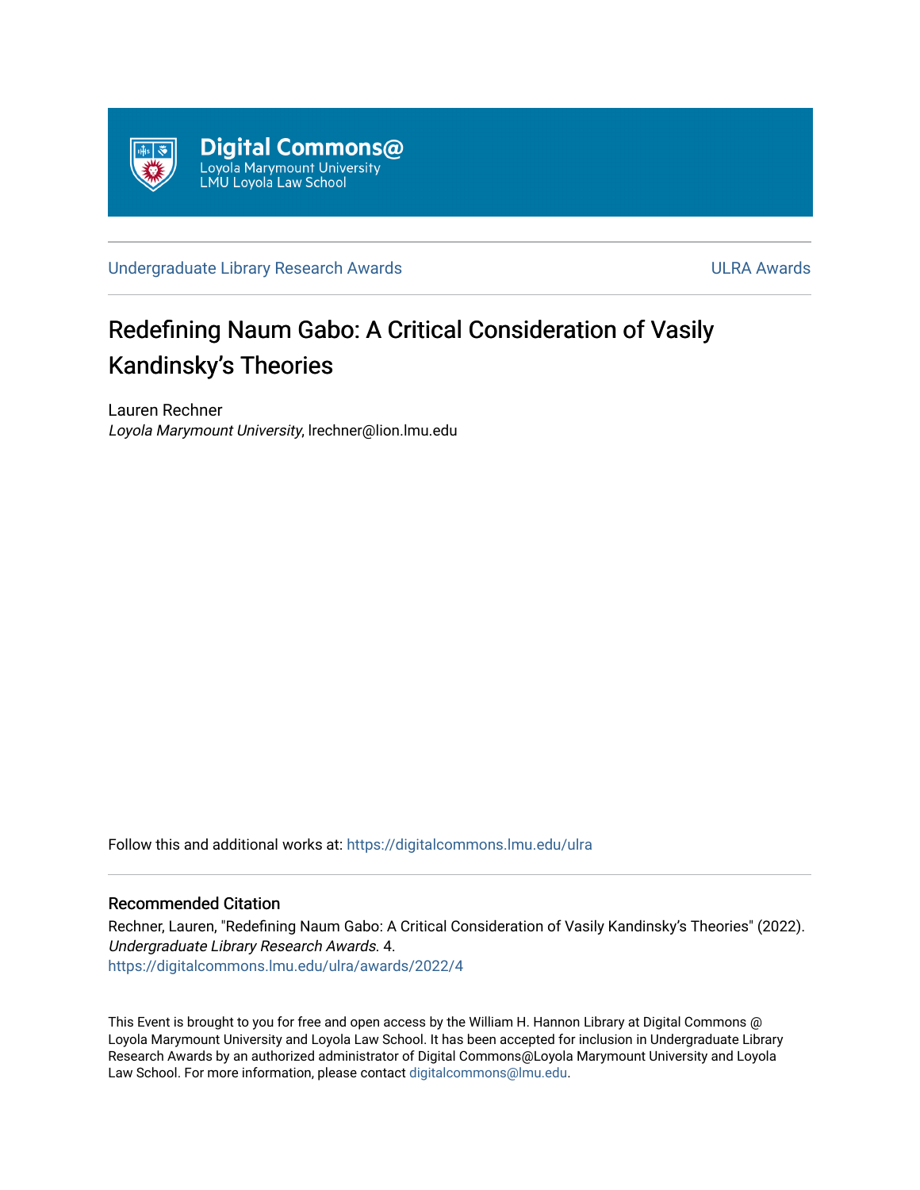Digital Commons@
Loyola Marymount University
LMU Loyola Law School

Undergraduate Library Research Awards | ULRA Awards

# Redefining Naum Gabo: A Critical Consideration of Vasily Kandinsky's Theories

Lauren Rechner
*Loyola Marymount University*, lrechner@lion.lmu.edu

Follow this and additional works at: https://digitalcommons.lmu.edu/ulra

## Recommended Citation

Rechner, Lauren, "Redefining Naum Gabo: A Critical Consideration of Vasily Kandinsky's Theories" (2022). *Undergraduate Library Research Awards*. 4.
https://digitalcommons.lmu.edu/ulra/awards/2022/4

This Event is brought to you for free and open access by the William H. Hannon Library at Digital Commons @ Loyola Marymount University and Loyola Law School. It has been accepted for inclusion in Undergraduate Library Research Awards by an authorized administrator of Digital Commons@Loyola Marymount University and Loyola Law School. For more information, please contact digitalcommons@lmu.edu.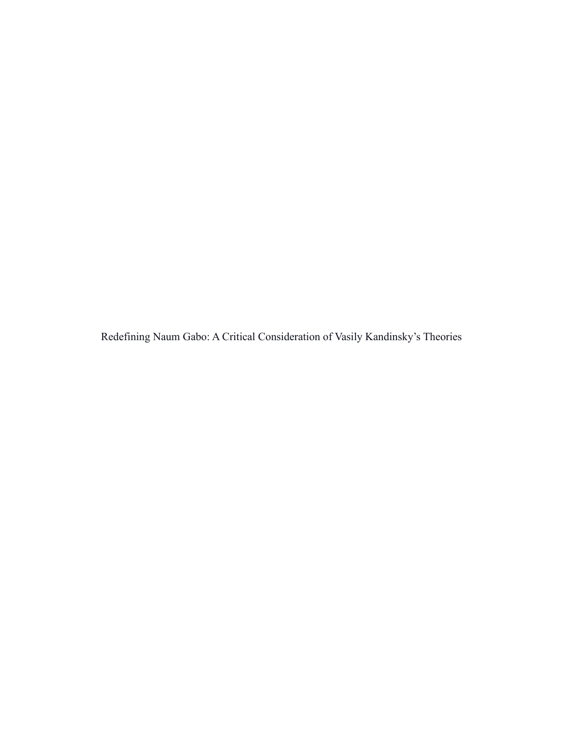Redefining Naum Gabo: A Critical Consideration of Vasily Kandinsky's Theories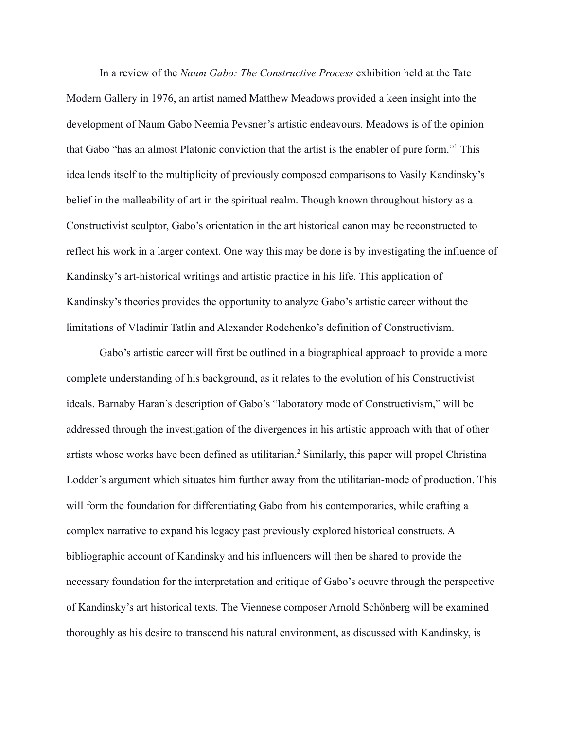In a review of the *Naum Gabo: The Constructive Process* exhibition held at the Tate Modern Gallery in 1976, an artist named Matthew Meadows provided a keen insight into the development of Naum Gabo Neemia Pevsner's artistic endeavours. Meadows is of the opinion that Gabo "has an almost Platonic conviction that the artist is the enabler of pure form."[1] This idea lends itself to the multiplicity of previously composed comparisons to Vasily Kandinsky's belief in the malleability of art in the spiritual realm. Though known throughout history as a Constructivist sculptor, Gabo's orientation in the art historical canon may be reconstructed to reflect his work in a larger context. One way this may be done is by investigating the influence of Kandinsky's art-historical writings and artistic practice in his life. This application of Kandinsky's theories provides the opportunity to analyze Gabo's artistic career without the limitations of Vladimir Tatlin and Alexander Rodchenko's definition of Constructivism.

Gabo's artistic career will first be outlined in a biographical approach to provide a more complete understanding of his background, as it relates to the evolution of his Constructivist ideals. Barnaby Haran's description of Gabo's "laboratory mode of Constructivism," will be addressed through the investigation of the divergences in his artistic approach with that of other artists whose works have been defined as utilitarian.[2] Similarly, this paper will propel Christina Lodder's argument which situates him further away from the utilitarian-mode of production. This will form the foundation for differentiating Gabo from his contemporaries, while crafting a complex narrative to expand his legacy past previously explored historical constructs. A bibliographic account of Kandinsky and his influencers will then be shared to provide the necessary foundation for the interpretation and critique of Gabo's oeuvre through the perspective of Kandinsky's art historical texts. The Viennese composer Arnold Schönberg will be examined thoroughly as his desire to transcend his natural environment, as discussed with Kandinsky, is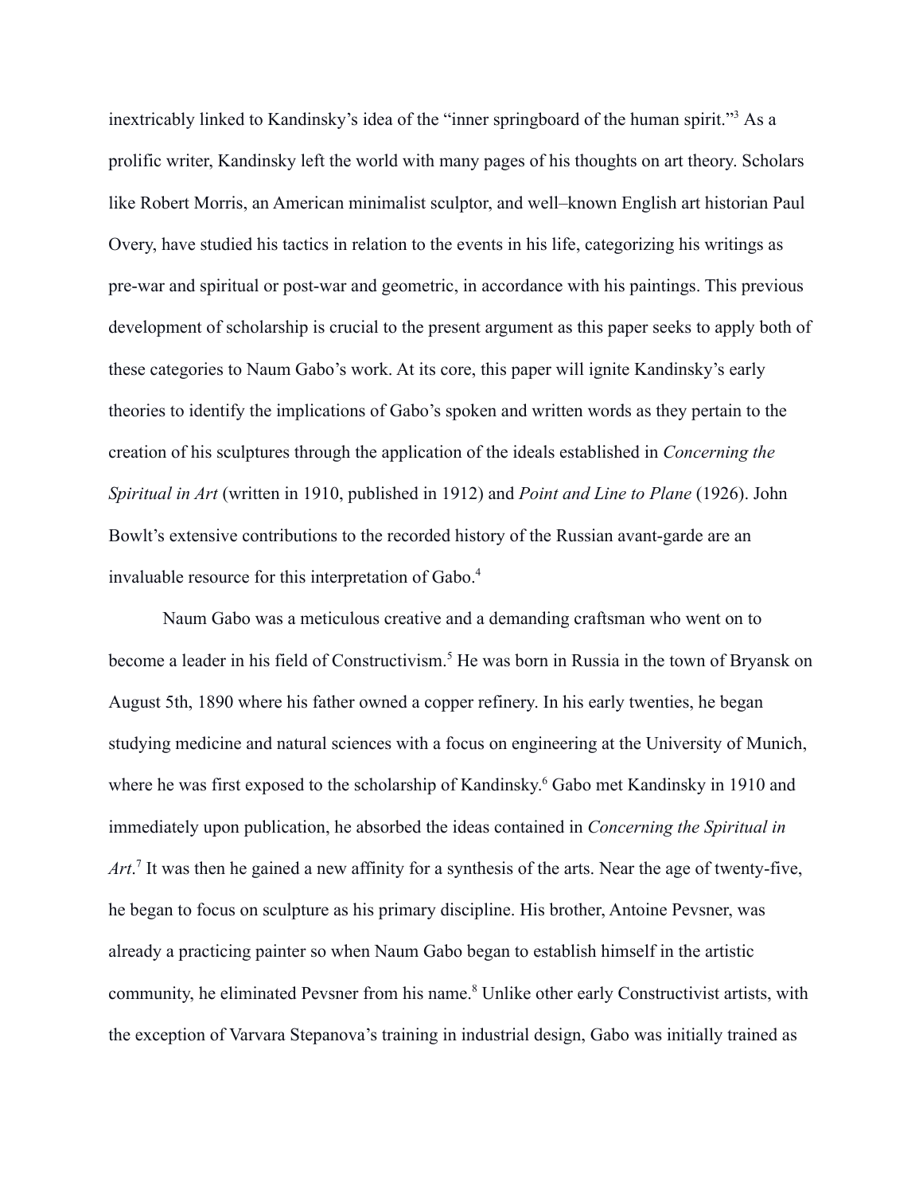inextricably linked to Kandinsky's idea of the "inner springboard of the human spirit."[3] As a prolific writer, Kandinsky left the world with many pages of his thoughts on art theory. Scholars like Robert Morris, an American minimalist sculptor, and well–known English art historian Paul Overy, have studied his tactics in relation to the events in his life, categorizing his writings as pre-war and spiritual or post-war and geometric, in accordance with his paintings. This previous development of scholarship is crucial to the present argument as this paper seeks to apply both of these categories to Naum Gabo's work. At its core, this paper will ignite Kandinsky's early theories to identify the implications of Gabo's spoken and written words as they pertain to the creation of his sculptures through the application of the ideals established in *Concerning the Spiritual in Art* (written in 1910, published in 1912) and *Point and Line to Plane* (1926). John Bowlt's extensive contributions to the recorded history of the Russian avant-garde are an invaluable resource for this interpretation of Gabo.[4]

Naum Gabo was a meticulous creative and a demanding craftsman who went on to become a leader in his field of Constructivism.[5] He was born in Russia in the town of Bryansk on August 5th, 1890 where his father owned a copper refinery. In his early twenties, he began studying medicine and natural sciences with a focus on engineering at the University of Munich, where he was first exposed to the scholarship of Kandinsky.[6] Gabo met Kandinsky in 1910 and immediately upon publication, he absorbed the ideas contained in *Concerning the Spiritual in Art*.[7] It was then he gained a new affinity for a synthesis of the arts. Near the age of twenty-five, he began to focus on sculpture as his primary discipline. His brother, Antoine Pevsner, was already a practicing painter so when Naum Gabo began to establish himself in the artistic community, he eliminated Pevsner from his name.[8] Unlike other early Constructivist artists, with the exception of Varvara Stepanova's training in industrial design, Gabo was initially trained as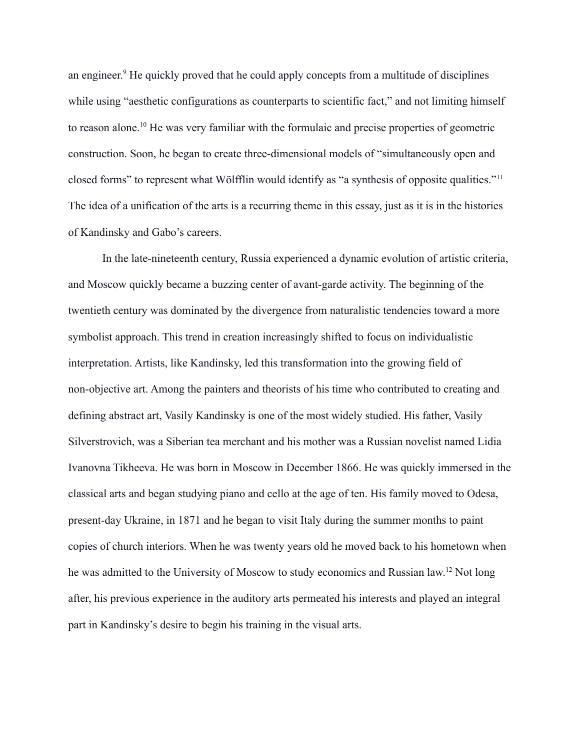an engineer.[9] He quickly proved that he could apply concepts from a multitude of disciplines while using “aesthetic configurations as counterparts to scientific fact,” and not limiting himself to reason alone.[10] He was very familiar with the formulaic and precise properties of geometric construction. Soon, he began to create three-dimensional models of “simultaneously open and closed forms” to represent what Wölfflin would identify as “a synthesis of opposite qualities.”[11] The idea of a unification of the arts is a recurring theme in this essay, just as it is in the histories of Kandinsky and Gabo’s careers.

In the late-nineteenth century, Russia experienced a dynamic evolution of artistic criteria, and Moscow quickly became a buzzing center of avant-garde activity. The beginning of the twentieth century was dominated by the divergence from naturalistic tendencies toward a more symbolist approach. This trend in creation increasingly shifted to focus on individualistic interpretation. Artists, like Kandinsky, led this transformation into the growing field of non-objective art. Among the painters and theorists of his time who contributed to creating and defining abstract art, Vasily Kandinsky is one of the most widely studied. His father, Vasily Silverstrovich, was a Siberian tea merchant and his mother was a Russian novelist named Lidia Ivanovna Tikheeva. He was born in Moscow in December 1866. He was quickly immersed in the classical arts and began studying piano and cello at the age of ten. His family moved to Odesa, present-day Ukraine, in 1871 and he began to visit Italy during the summer months to paint copies of church interiors. When he was twenty years old he moved back to his hometown when he was admitted to the University of Moscow to study economics and Russian law.[12] Not long after, his previous experience in the auditory arts permeated his interests and played an integral part in Kandinsky’s desire to begin his training in the visual arts.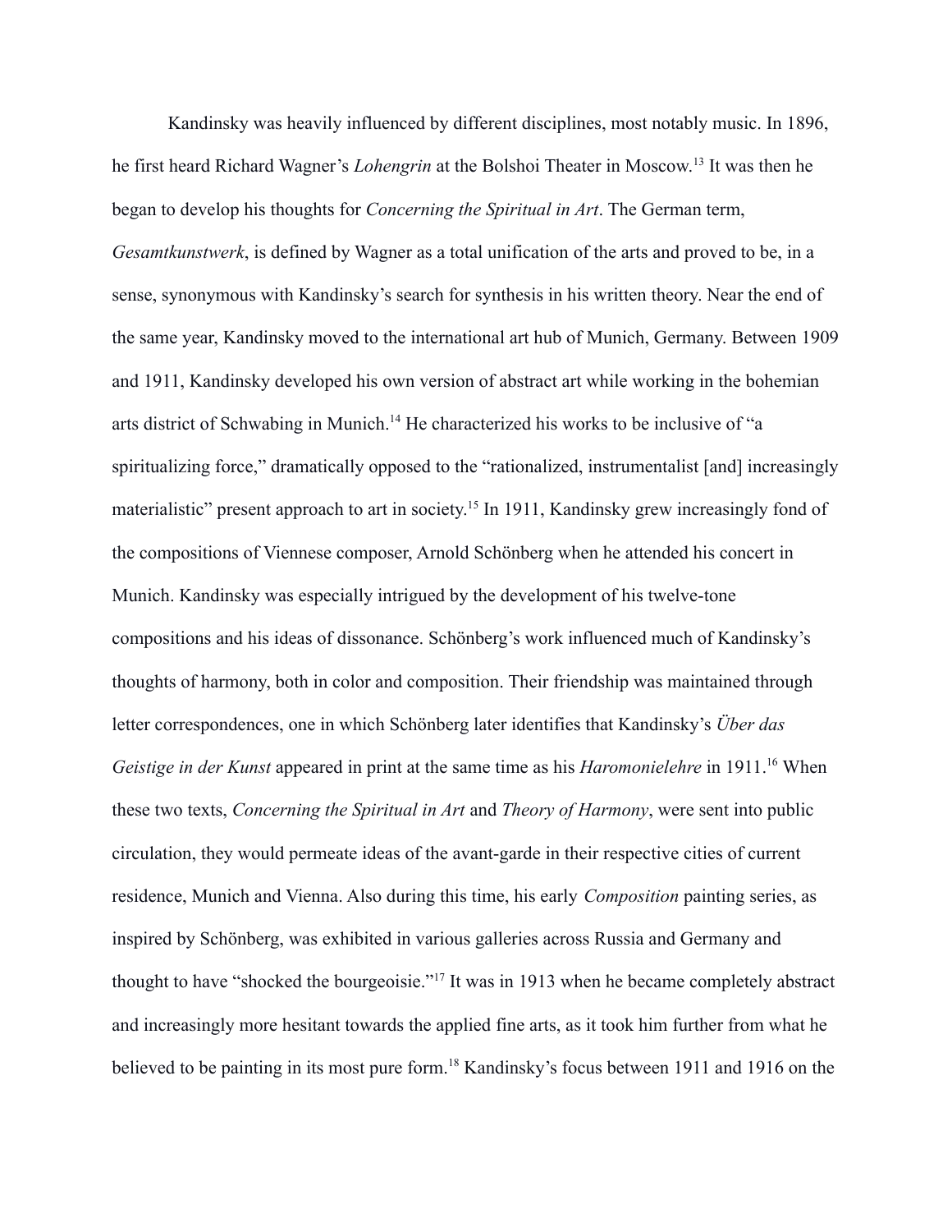Kandinsky was heavily influenced by different disciplines, most notably music. In 1896, he first heard Richard Wagner's *Lohengrin* at the Bolshoi Theater in Moscow.[13] It was then he began to develop his thoughts for *Concerning the Spiritual in Art*. The German term, *Gesamtkunstwerk*, is defined by Wagner as a total unification of the arts and proved to be, in a sense, synonymous with Kandinsky's search for synthesis in his written theory. Near the end of the same year, Kandinsky moved to the international art hub of Munich, Germany. Between 1909 and 1911, Kandinsky developed his own version of abstract art while working in the bohemian arts district of Schwabing in Munich.[14] He characterized his works to be inclusive of "a spiritualizing force," dramatically opposed to the "rationalized, instrumentalist [and] increasingly materialistic" present approach to art in society.[15] In 1911, Kandinsky grew increasingly fond of the compositions of Viennese composer, Arnold Schönberg when he attended his concert in Munich. Kandinsky was especially intrigued by the development of his twelve-tone compositions and his ideas of dissonance. Schönberg's work influenced much of Kandinsky's thoughts of harmony, both in color and composition. Their friendship was maintained through letter correspondences, one in which Schönberg later identifies that Kandinsky's *Über das Geistige in der Kunst* appeared in print at the same time as his *Haromonielehre* in 1911.[16] When these two texts, *Concerning the Spiritual in Art* and *Theory of Harmony*, were sent into public circulation, they would permeate ideas of the avant-garde in their respective cities of current residence, Munich and Vienna. Also during this time, his early *Composition* painting series, as inspired by Schönberg, was exhibited in various galleries across Russia and Germany and thought to have "shocked the bourgeoisie."[17] It was in 1913 when he became completely abstract and increasingly more hesitant towards the applied fine arts, as it took him further from what he believed to be painting in its most pure form.[18] Kandinsky's focus between 1911 and 1916 on the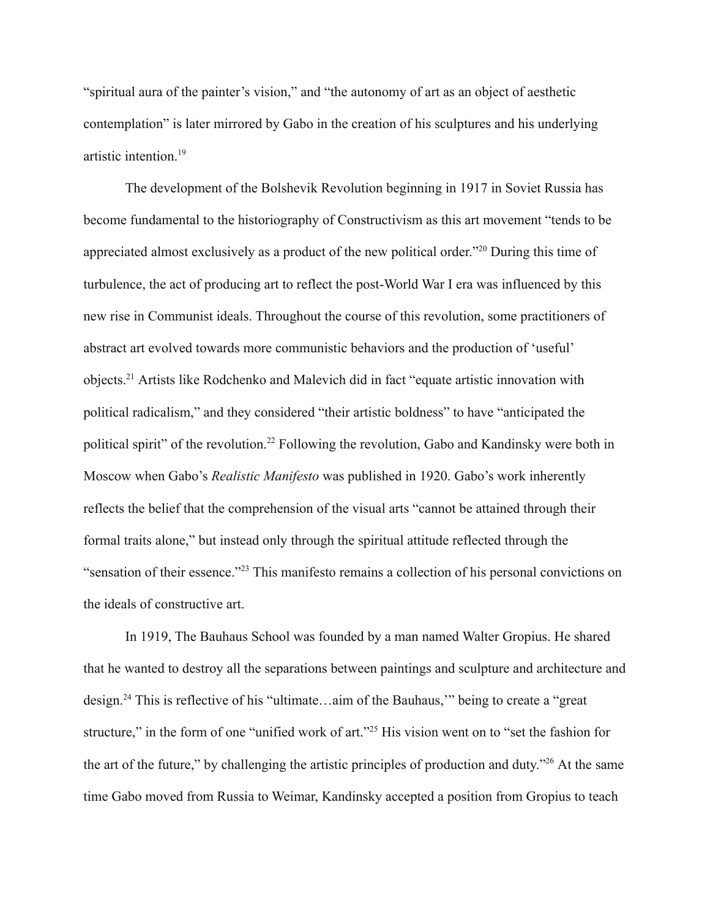"spiritual aura of the painter's vision," and "the autonomy of art as an object of aesthetic contemplation" is later mirrored by Gabo in the creation of his sculptures and his underlying artistic intention.[19]

The development of the Bolshevik Revolution beginning in 1917 in Soviet Russia has become fundamental to the historiography of Constructivism as this art movement "tends to be appreciated almost exclusively as a product of the new political order."[20] During this time of turbulence, the act of producing art to reflect the post-World War I era was influenced by this new rise in Communist ideals. Throughout the course of this revolution, some practitioners of abstract art evolved towards more communistic behaviors and the production of 'useful' objects.[21] Artists like Rodchenko and Malevich did in fact "equate artistic innovation with political radicalism," and they considered "their artistic boldness" to have "anticipated the political spirit" of the revolution.[22] Following the revolution, Gabo and Kandinsky were both in Moscow when Gabo's *Realistic Manifesto* was published in 1920. Gabo's work inherently reflects the belief that the comprehension of the visual arts "cannot be attained through their formal traits alone," but instead only through the spiritual attitude reflected through the "sensation of their essence."[23] This manifesto remains a collection of his personal convictions on the ideals of constructive art.

In 1919, The Bauhaus School was founded by a man named Walter Gropius. He shared that he wanted to destroy all the separations between paintings and sculpture and architecture and design.[24] This is reflective of his "ultimate…aim of the Bauhaus,'" being to create a "great structure," in the form of one "unified work of art."[25] His vision went on to "set the fashion for the art of the future," by challenging the artistic principles of production and duty."[26] At the same time Gabo moved from Russia to Weimar, Kandinsky accepted a position from Gropius to teach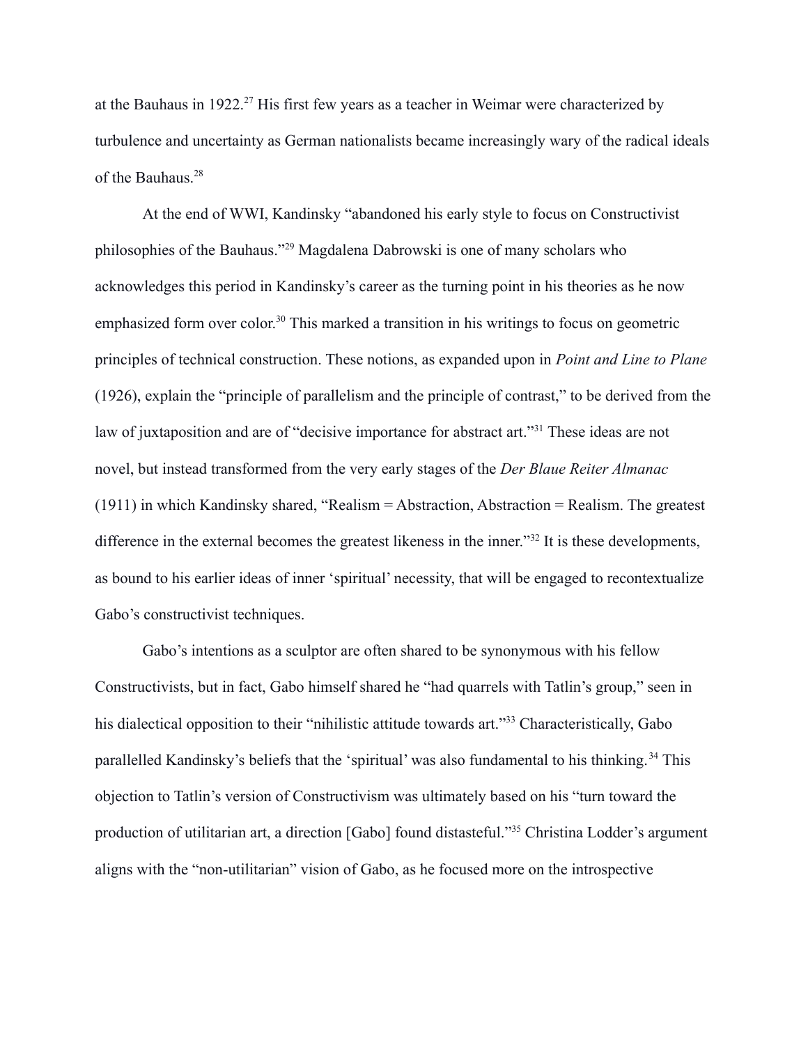at the Bauhaus in 1922.[27] His first few years as a teacher in Weimar were characterized by turbulence and uncertainty as German nationalists became increasingly wary of the radical ideals of the Bauhaus.[28]

At the end of WWI, Kandinsky "abandoned his early style to focus on Constructivist philosophies of the Bauhaus."[29] Magdalena Dabrowski is one of many scholars who acknowledges this period in Kandinsky's career as the turning point in his theories as he now emphasized form over color.[30] This marked a transition in his writings to focus on geometric principles of technical construction. These notions, as expanded upon in *Point and Line to Plane* (1926), explain the "principle of parallelism and the principle of contrast," to be derived from the law of juxtaposition and are of "decisive importance for abstract art."[31] These ideas are not novel, but instead transformed from the very early stages of the *Der Blaue Reiter Almanac* (1911) in which Kandinsky shared, "Realism = Abstraction, Abstraction = Realism. The greatest difference in the external becomes the greatest likeness in the inner."[32] It is these developments, as bound to his earlier ideas of inner 'spiritual' necessity, that will be engaged to recontextualize Gabo's constructivist techniques.

Gabo's intentions as a sculptor are often shared to be synonymous with his fellow Constructivists, but in fact, Gabo himself shared he "had quarrels with Tatlin's group," seen in his dialectical opposition to their "nihilistic attitude towards art."[33] Characteristically, Gabo parallelled Kandinsky's beliefs that the 'spiritual' was also fundamental to his thinking.[34] This objection to Tatlin's version of Constructivism was ultimately based on his "turn toward the production of utilitarian art, a direction [Gabo] found distasteful."[35] Christina Lodder's argument aligns with the "non-utilitarian" vision of Gabo, as he focused more on the introspective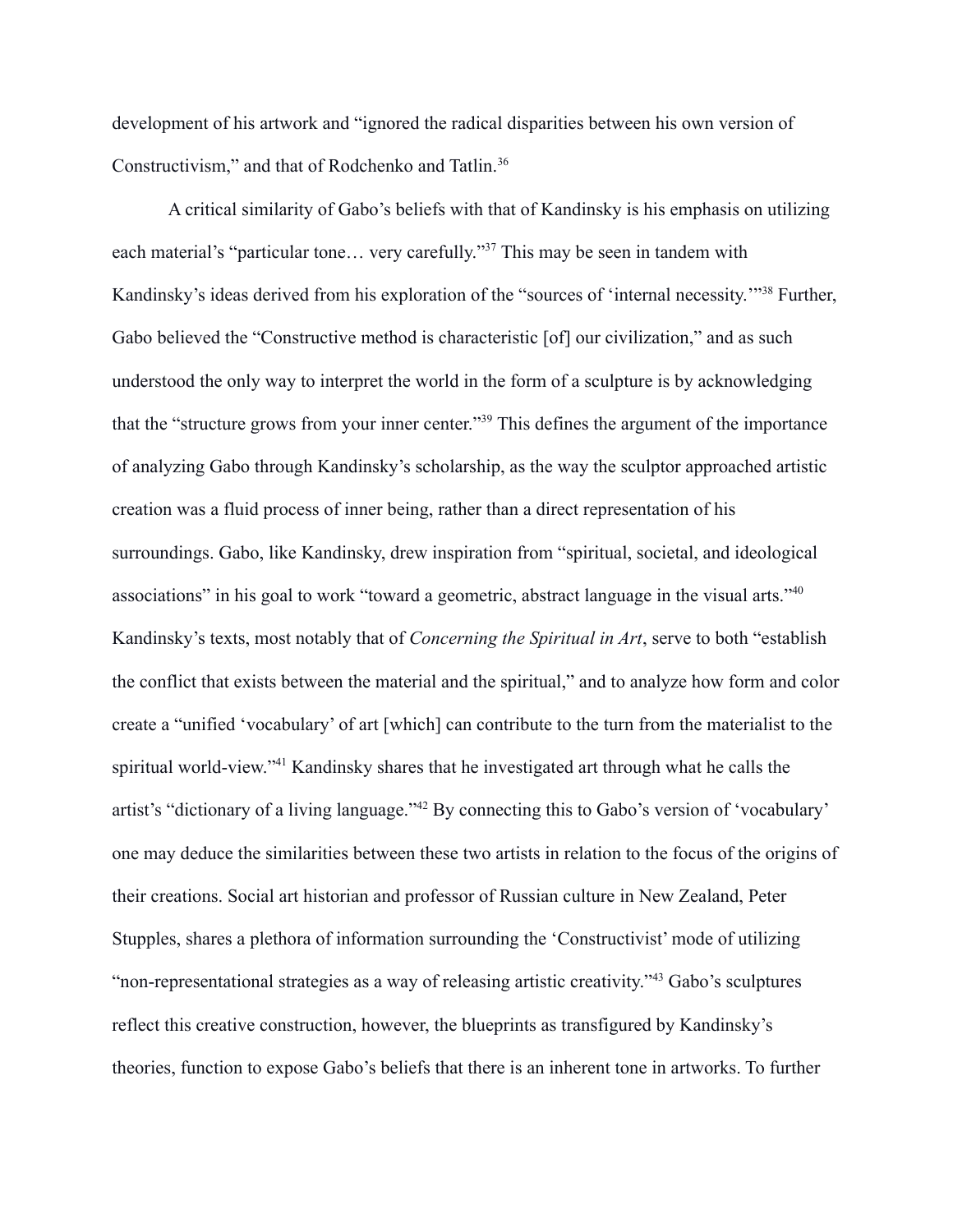development of his artwork and "ignored the radical disparities between his own version of Constructivism," and that of Rodchenko and Tatlin.[36]

A critical similarity of Gabo's beliefs with that of Kandinsky is his emphasis on utilizing each material's "particular tone… very carefully."[37] This may be seen in tandem with Kandinsky's ideas derived from his exploration of the "sources of 'internal necessity.'"[38] Further, Gabo believed the "Constructive method is characteristic [of] our civilization," and as such understood the only way to interpret the world in the form of a sculpture is by acknowledging that the "structure grows from your inner center."[39] This defines the argument of the importance of analyzing Gabo through Kandinsky's scholarship, as the way the sculptor approached artistic creation was a fluid process of inner being, rather than a direct representation of his surroundings. Gabo, like Kandinsky, drew inspiration from "spiritual, societal, and ideological associations" in his goal to work "toward a geometric, abstract language in the visual arts."[40] Kandinsky's texts, most notably that of *Concerning the Spiritual in Art*, serve to both "establish the conflict that exists between the material and the spiritual," and to analyze how form and color create a "unified 'vocabulary' of art [which] can contribute to the turn from the materialist to the spiritual world-view."[41] Kandinsky shares that he investigated art through what he calls the artist's "dictionary of a living language."[42] By connecting this to Gabo's version of 'vocabulary' one may deduce the similarities between these two artists in relation to the focus of the origins of their creations. Social art historian and professor of Russian culture in New Zealand, Peter Stupples, shares a plethora of information surrounding the 'Constructivist' mode of utilizing "non-representational strategies as a way of releasing artistic creativity."[43] Gabo's sculptures reflect this creative construction, however, the blueprints as transfigured by Kandinsky's theories, function to expose Gabo's beliefs that there is an inherent tone in artworks. To further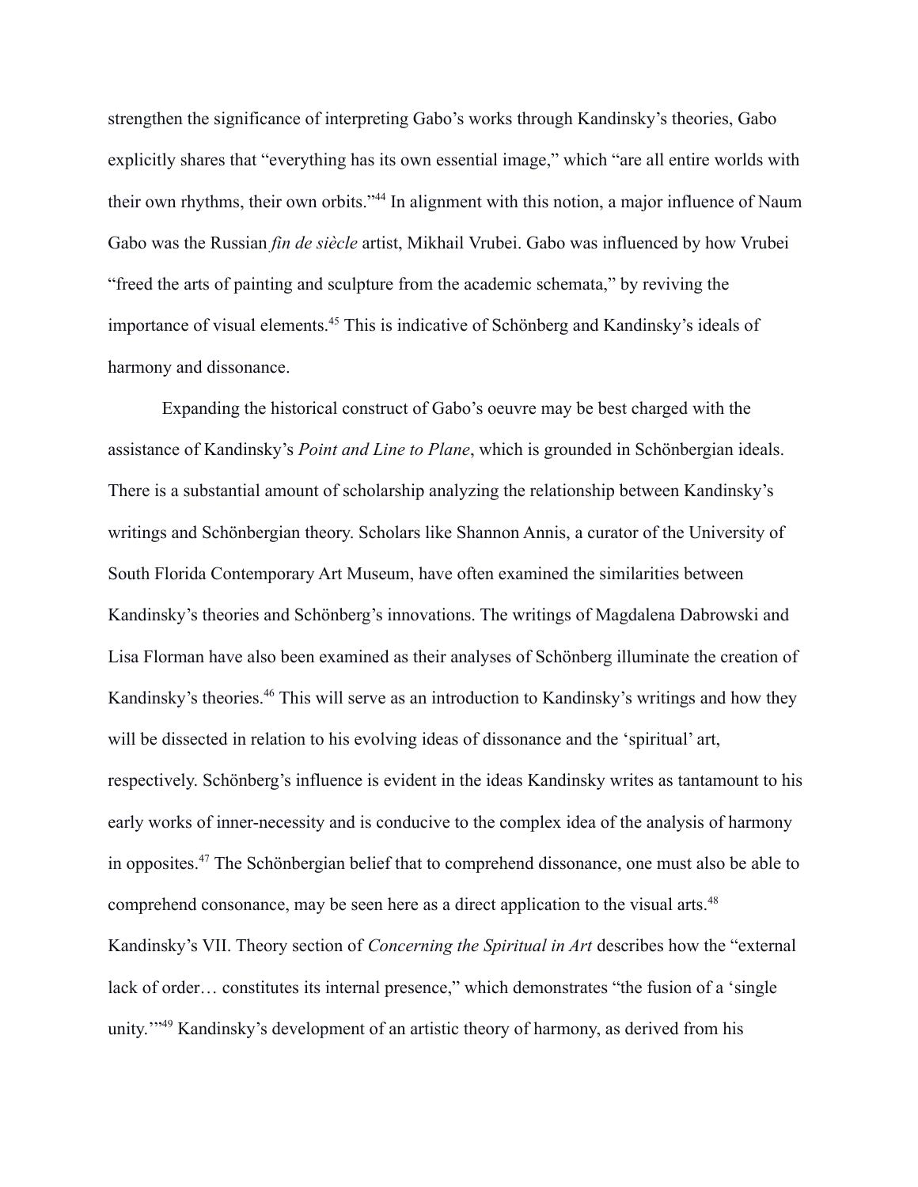strengthen the significance of interpreting Gabo's works through Kandinsky's theories, Gabo explicitly shares that "everything has its own essential image," which "are all entire worlds with their own rhythms, their own orbits."[44] In alignment with this notion, a major influence of Naum Gabo was the Russian *fin de siècle* artist, Mikhail Vrubei. Gabo was influenced by how Vrubei "freed the arts of painting and sculpture from the academic schemata," by reviving the importance of visual elements.[45] This is indicative of Schönberg and Kandinsky's ideals of harmony and dissonance.

Expanding the historical construct of Gabo's oeuvre may be best charged with the assistance of Kandinsky's *Point and Line to Plane*, which is grounded in Schönbergian ideals. There is a substantial amount of scholarship analyzing the relationship between Kandinsky's writings and Schönbergian theory. Scholars like Shannon Annis, a curator of the University of South Florida Contemporary Art Museum, have often examined the similarities between Kandinsky's theories and Schönberg's innovations. The writings of Magdalena Dabrowski and Lisa Florman have also been examined as their analyses of Schönberg illuminate the creation of Kandinsky's theories.[46] This will serve as an introduction to Kandinsky's writings and how they will be dissected in relation to his evolving ideas of dissonance and the 'spiritual' art, respectively. Schönberg's influence is evident in the ideas Kandinsky writes as tantamount to his early works of inner-necessity and is conducive to the complex idea of the analysis of harmony in opposites.[47] The Schönbergian belief that to comprehend dissonance, one must also be able to comprehend consonance, may be seen here as a direct application to the visual arts.[48] Kandinsky's VII. Theory section of *Concerning the Spiritual in Art* describes how the "external lack of order… constitutes its internal presence," which demonstrates "the fusion of a 'single unity.'"[49] Kandinsky's development of an artistic theory of harmony, as derived from his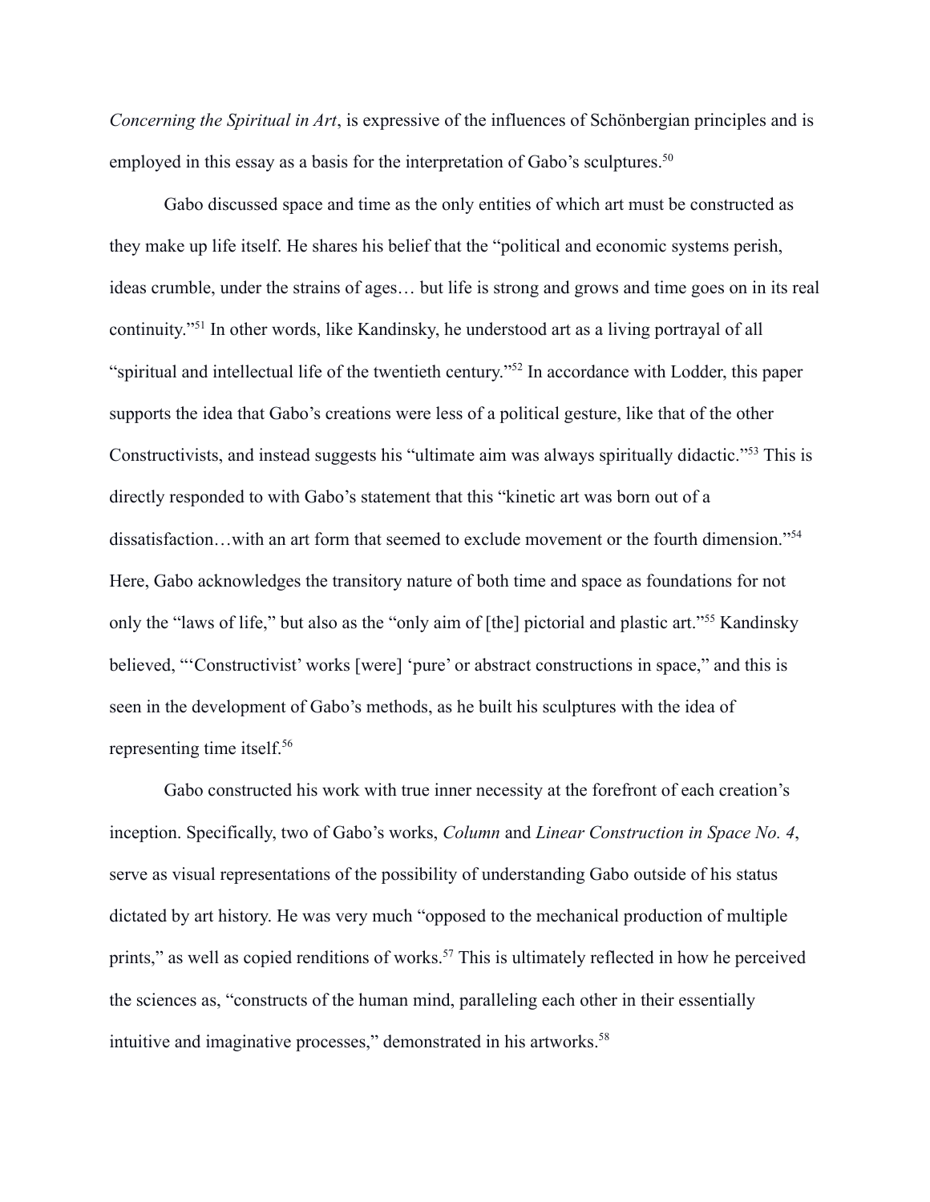*Concerning the Spiritual in Art*, is expressive of the influences of Schönbergian principles and is employed in this essay as a basis for the interpretation of Gabo's sculptures.[50]

Gabo discussed space and time as the only entities of which art must be constructed as they make up life itself. He shares his belief that the "political and economic systems perish, ideas crumble, under the strains of ages… but life is strong and grows and time goes on in its real continuity."[51] In other words, like Kandinsky, he understood art as a living portrayal of all "spiritual and intellectual life of the twentieth century."[52] In accordance with Lodder, this paper supports the idea that Gabo's creations were less of a political gesture, like that of the other Constructivists, and instead suggests his "ultimate aim was always spiritually didactic."[53] This is directly responded to with Gabo's statement that this "kinetic art was born out of a dissatisfaction…with an art form that seemed to exclude movement or the fourth dimension."[54] Here, Gabo acknowledges the transitory nature of both time and space as foundations for not only the "laws of life," but also as the "only aim of [the] pictorial and plastic art."[55] Kandinsky believed, "'Constructivist' works [were] 'pure' or abstract constructions in space," and this is seen in the development of Gabo's methods, as he built his sculptures with the idea of representing time itself.[56]

Gabo constructed his work with true inner necessity at the forefront of each creation's inception. Specifically, two of Gabo's works, *Column* and *Linear Construction in Space No. 4*, serve as visual representations of the possibility of understanding Gabo outside of his status dictated by art history. He was very much "opposed to the mechanical production of multiple prints," as well as copied renditions of works.[57] This is ultimately reflected in how he perceived the sciences as, "constructs of the human mind, paralleling each other in their essentially intuitive and imaginative processes," demonstrated in his artworks.[58]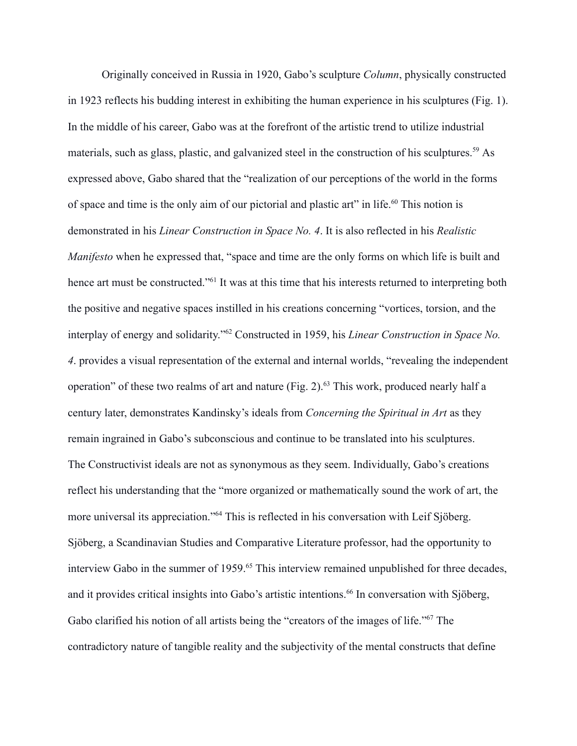Originally conceived in Russia in 1920, Gabo's sculpture *Column*, physically constructed in 1923 reflects his budding interest in exhibiting the human experience in his sculptures (Fig. 1). In the middle of his career, Gabo was at the forefront of the artistic trend to utilize industrial materials, such as glass, plastic, and galvanized steel in the construction of his sculptures.[59] As expressed above, Gabo shared that the "realization of our perceptions of the world in the forms of space and time is the only aim of our pictorial and plastic art" in life.[60] This notion is demonstrated in his *Linear Construction in Space No. 4*. It is also reflected in his *Realistic Manifesto* when he expressed that, "space and time are the only forms on which life is built and hence art must be constructed."[61] It was at this time that his interests returned to interpreting both the positive and negative spaces instilled in his creations concerning "vortices, torsion, and the interplay of energy and solidarity."[62] Constructed in 1959, his *Linear Construction in Space No. 4*. provides a visual representation of the external and internal worlds, "revealing the independent operation" of these two realms of art and nature (Fig. 2).[63] This work, produced nearly half a century later, demonstrates Kandinsky's ideals from *Concerning the Spiritual in Art* as they remain ingrained in Gabo's subconscious and continue to be translated into his sculptures.

The Constructivist ideals are not as synonymous as they seem. Individually, Gabo's creations reflect his understanding that the "more organized or mathematically sound the work of art, the more universal its appreciation."[64] This is reflected in his conversation with Leif Sjöberg. Sjöberg, a Scandinavian Studies and Comparative Literature professor, had the opportunity to interview Gabo in the summer of 1959.[65] This interview remained unpublished for three decades, and it provides critical insights into Gabo's artistic intentions.[66] In conversation with Sjöberg, Gabo clarified his notion of all artists being the "creators of the images of life."[67] The contradictory nature of tangible reality and the subjectivity of the mental constructs that define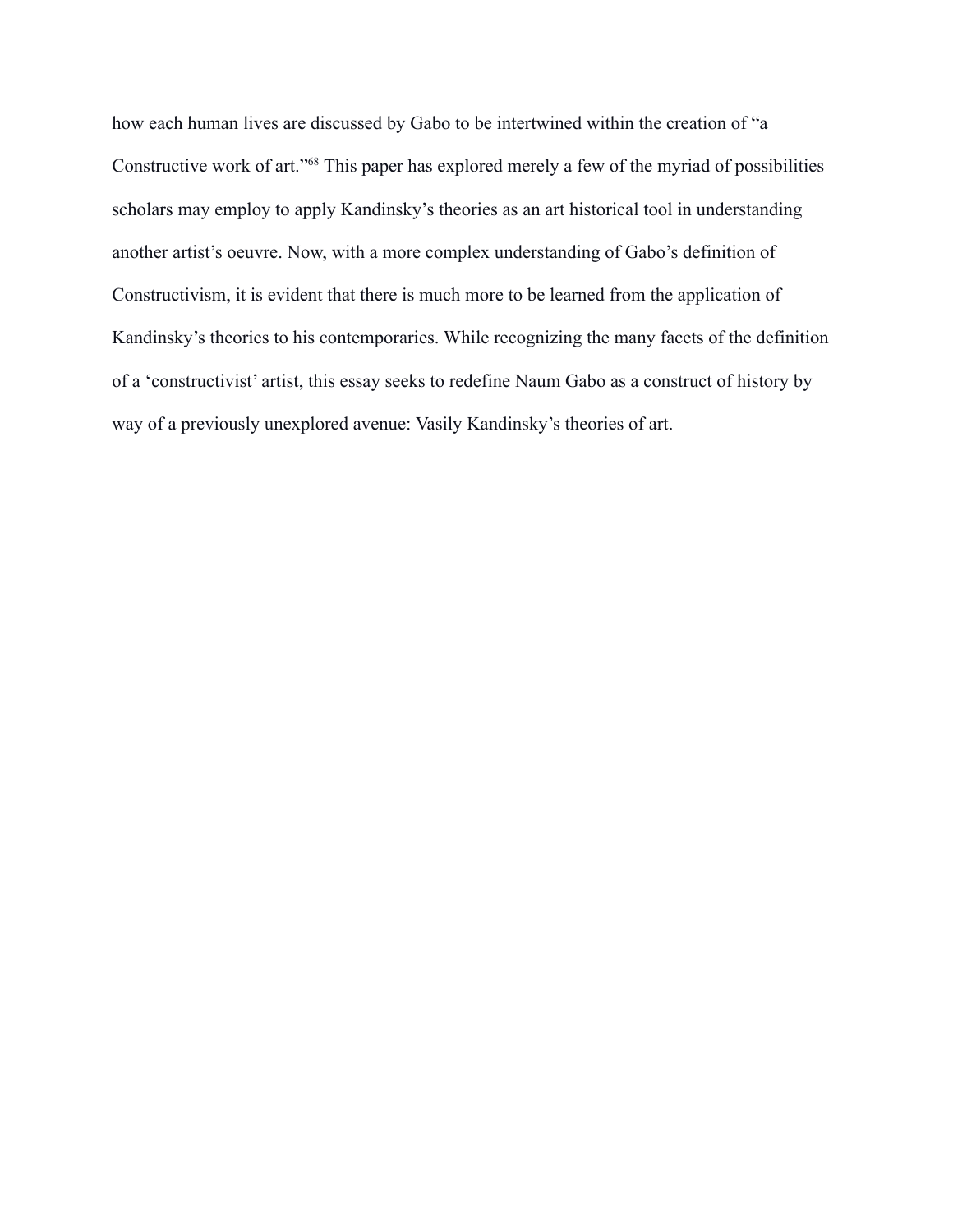how each human lives are discussed by Gabo to be intertwined within the creation of "a Constructive work of art."[68] This paper has explored merely a few of the myriad of possibilities scholars may employ to apply Kandinsky's theories as an art historical tool in understanding another artist's oeuvre. Now, with a more complex understanding of Gabo's definition of Constructivism, it is evident that there is much more to be learned from the application of Kandinsky's theories to his contemporaries. While recognizing the many facets of the definition of a 'constructivist' artist, this essay seeks to redefine Naum Gabo as a construct of history by way of a previously unexplored avenue: Vasily Kandinsky's theories of art.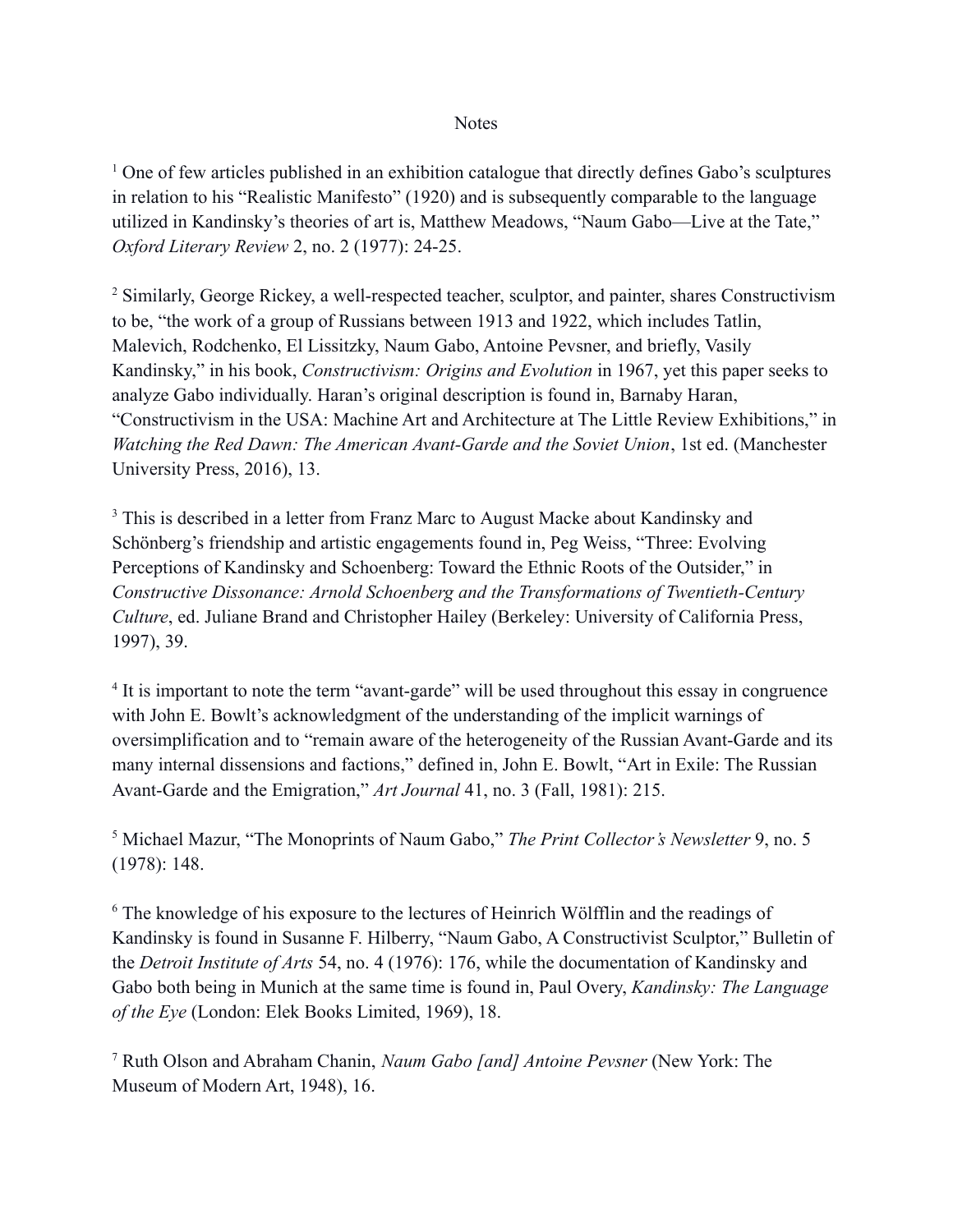# Notes

[1] One of few articles published in an exhibition catalogue that directly defines Gabo's sculptures in relation to his "Realistic Manifesto" (1920) and is subsequently comparable to the language utilized in Kandinsky's theories of art is, Matthew Meadows, "Naum Gabo—Live at the Tate," *Oxford Literary Review* 2, no. 2 (1977): 24-25.

[2] Similarly, George Rickey, a well-respected teacher, sculptor, and painter, shares Constructivism to be, "the work of a group of Russians between 1913 and 1922, which includes Tatlin, Malevich, Rodchenko, El Lissitzky, Naum Gabo, Antoine Pevsner, and briefly, Vasily Kandinsky," in his book, *Constructivism: Origins and Evolution* in 1967, yet this paper seeks to analyze Gabo individually. Haran's original description is found in, Barnaby Haran, "Constructivism in the USA: Machine Art and Architecture at The Little Review Exhibitions," in *Watching the Red Dawn: The American Avant-Garde and the Soviet Union*, 1st ed. (Manchester University Press, 2016), 13.

[3] This is described in a letter from Franz Marc to August Macke about Kandinsky and Schönberg's friendship and artistic engagements found in, Peg Weiss, "Three: Evolving Perceptions of Kandinsky and Schoenberg: Toward the Ethnic Roots of the Outsider," in *Constructive Dissonance: Arnold Schoenberg and the Transformations of Twentieth-Century Culture*, ed. Juliane Brand and Christopher Hailey (Berkeley: University of California Press, 1997), 39.

[4] It is important to note the term "avant-garde" will be used throughout this essay in congruence with John E. Bowlt's acknowledgment of the understanding of the implicit warnings of oversimplification and to "remain aware of the heterogeneity of the Russian Avant-Garde and its many internal dissensions and factions," defined in, John E. Bowlt, "Art in Exile: The Russian Avant-Garde and the Emigration," *Art Journal* 41, no. 3 (Fall, 1981): 215.

[5] Michael Mazur, "The Monoprints of Naum Gabo," *The Print Collector's Newsletter* 9, no. 5 (1978): 148.

[6] The knowledge of his exposure to the lectures of Heinrich Wölfflin and the readings of Kandinsky is found in Susanne F. Hilberry, "Naum Gabo, A Constructivist Sculptor," Bulletin of the *Detroit Institute of Arts* 54, no. 4 (1976): 176, while the documentation of Kandinsky and Gabo both being in Munich at the same time is found in, Paul Overy, *Kandinsky: The Language of the Eye* (London: Elek Books Limited, 1969), 18.

[7] Ruth Olson and Abraham Chanin, *Naum Gabo [and] Antoine Pevsner* (New York: The Museum of Modern Art, 1948), 16.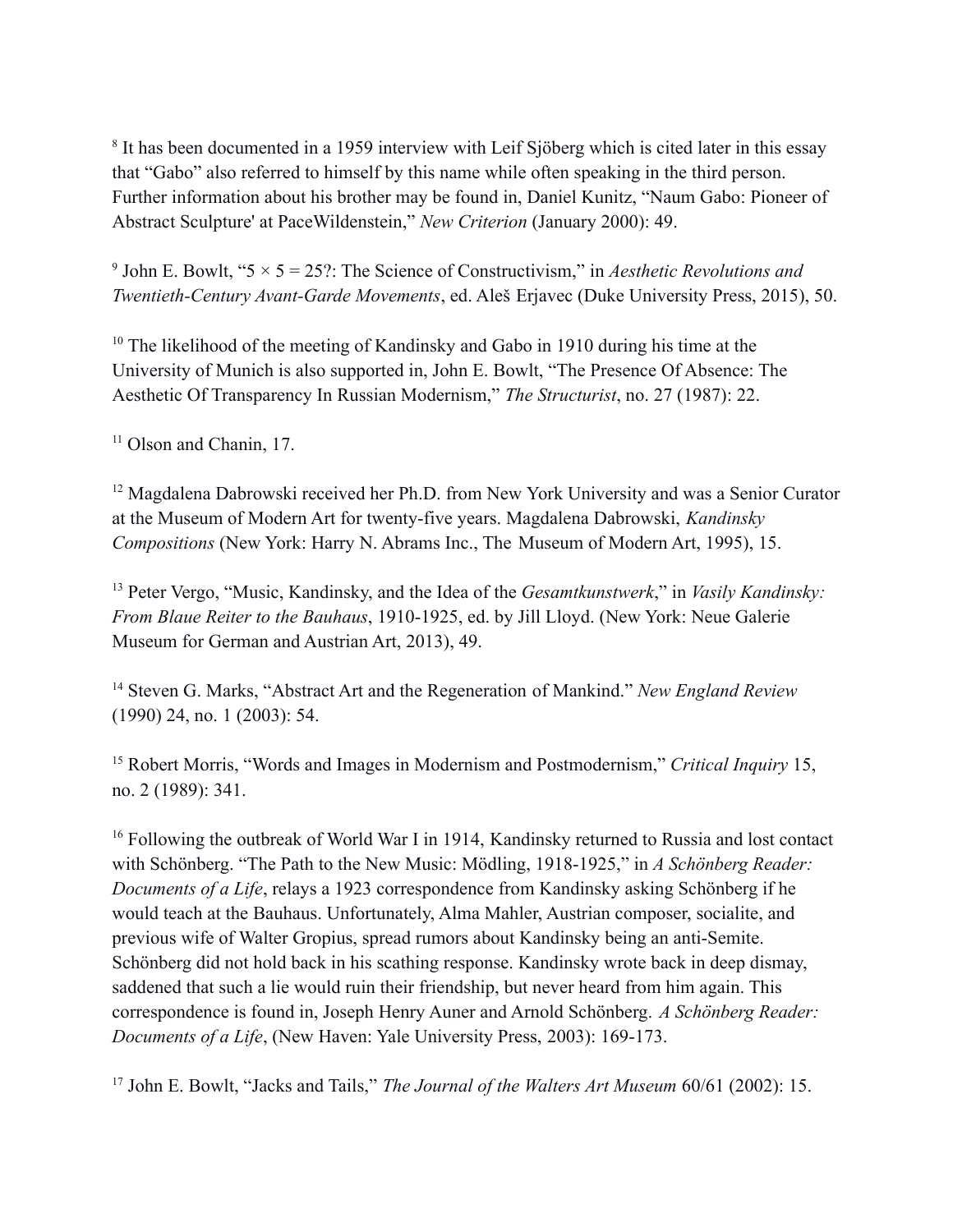[8] It has been documented in a 1959 interview with Leif Sjöberg which is cited later in this essay that "Gabo" also referred to himself by this name while often speaking in the third person. Further information about his brother may be found in, Daniel Kunitz, "Naum Gabo: Pioneer of Abstract Sculpture' at PaceWildenstein," *New Criterion* (January 2000): 49.

[9] John E. Bowlt, "5 × 5 = 25?: The Science of Constructivism," in *Aesthetic Revolutions and Twentieth-Century Avant-Garde Movements*, ed. Aleš Erjavec (Duke University Press, 2015), 50.

[10] The likelihood of the meeting of Kandinsky and Gabo in 1910 during his time at the University of Munich is also supported in, John E. Bowlt, "The Presence Of Absence: The Aesthetic Of Transparency In Russian Modernism," *The Structurist*, no. 27 (1987): 22.

[11] Olson and Chanin, 17.

[12] Magdalena Dabrowski received her Ph.D. from New York University and was a Senior Curator at the Museum of Modern Art for twenty-five years. Magdalena Dabrowski, *Kandinsky Compositions* (New York: Harry N. Abrams Inc., The Museum of Modern Art, 1995), 15.

[13] Peter Vergo, "Music, Kandinsky, and the Idea of the *Gesamtkunstwerk*," in *Vasily Kandinsky: From Blaue Reiter to the Bauhaus*, 1910-1925, ed. by Jill Lloyd. (New York: Neue Galerie Museum for German and Austrian Art, 2013), 49.

[14] Steven G. Marks, "Abstract Art and the Regeneration of Mankind." *New England Review* (1990) 24, no. 1 (2003): 54.

[15] Robert Morris, "Words and Images in Modernism and Postmodernism," *Critical Inquiry* 15, no. 2 (1989): 341.

[16] Following the outbreak of World War I in 1914, Kandinsky returned to Russia and lost contact with Schönberg. "The Path to the New Music: Mödling, 1918-1925," in *A Schönberg Reader: Documents of a Life*, relays a 1923 correspondence from Kandinsky asking Schönberg if he would teach at the Bauhaus. Unfortunately, Alma Mahler, Austrian composer, socialite, and previous wife of Walter Gropius, spread rumors about Kandinsky being an anti-Semite. Schönberg did not hold back in his scathing response. Kandinsky wrote back in deep dismay, saddened that such a lie would ruin their friendship, but never heard from him again. This correspondence is found in, Joseph Henry Auner and Arnold Schönberg. *A Schönberg Reader: Documents of a Life*, (New Haven: Yale University Press, 2003): 169-173.

[17] John E. Bowlt, "Jacks and Tails," *The Journal of the Walters Art Museum* 60/61 (2002): 15.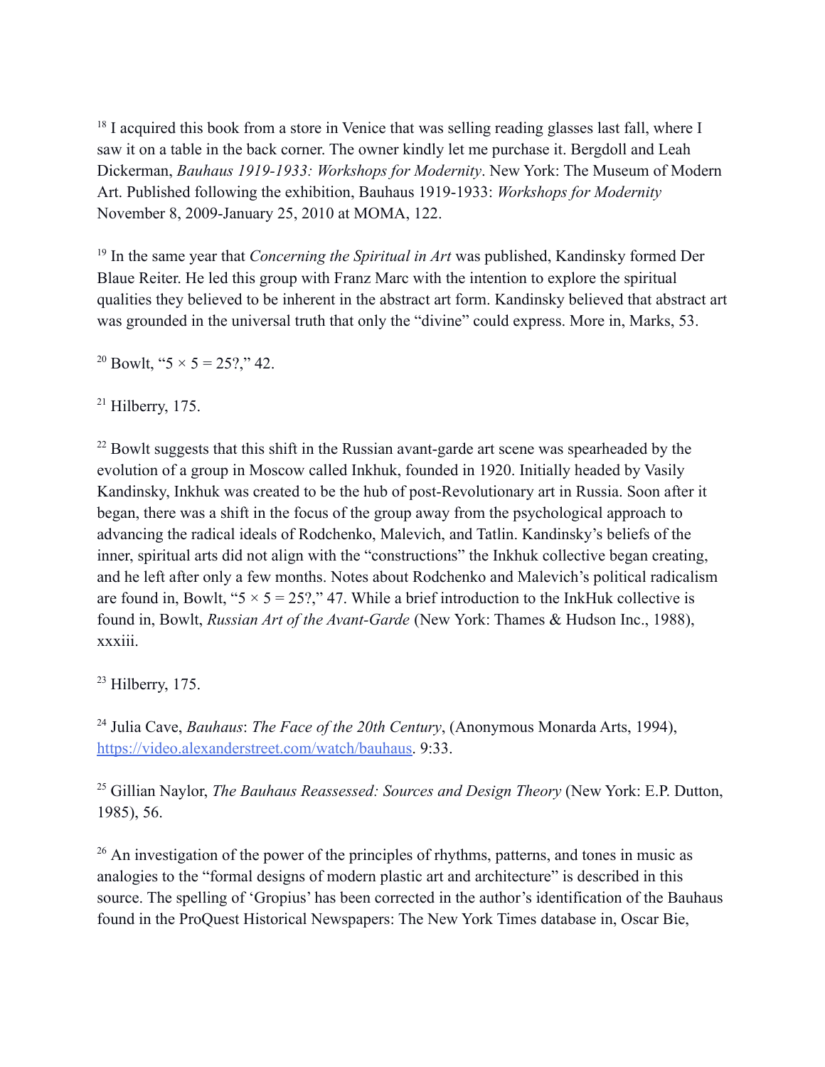[18] I acquired this book from a store in Venice that was selling reading glasses last fall, where I saw it on a table in the back corner. The owner kindly let me purchase it. Bergdoll and Leah Dickerman, *Bauhaus 1919-1933: Workshops for Modernity*. New York: The Museum of Modern Art. Published following the exhibition, Bauhaus 1919-1933: *Workshops for Modernity* November 8, 2009-January 25, 2010 at MOMA, 122.

[19] In the same year that *Concerning the Spiritual in Art* was published, Kandinsky formed Der Blaue Reiter. He led this group with Franz Marc with the intention to explore the spiritual qualities they believed to be inherent in the abstract art form. Kandinsky believed that abstract art was grounded in the universal truth that only the "divine" could express. More in, Marks, 53.

[20] Bowlt, "5 × 5 = 25?," 42.

[21] Hilberry, 175.

[22] Bowlt suggests that this shift in the Russian avant-garde art scene was spearheaded by the evolution of a group in Moscow called Inkhuk, founded in 1920. Initially headed by Vasily Kandinsky, Inkhuk was created to be the hub of post-Revolutionary art in Russia. Soon after it began, there was a shift in the focus of the group away from the psychological approach to advancing the radical ideals of Rodchenko, Malevich, and Tatlin. Kandinsky's beliefs of the inner, spiritual arts did not align with the "constructions" the Inkhuk collective began creating, and he left after only a few months. Notes about Rodchenko and Malevich's political radicalism are found in, Bowlt, "5 × 5 = 25?," 47. While a brief introduction to the InkHuk collective is found in, Bowlt, *Russian Art of the Avant-Garde* (New York: Thames & Hudson Inc., 1988), xxxiii.

[23] Hilberry, 175.

[24] Julia Cave, *Bauhaus*: *The Face of the 20th Century*, (Anonymous Monarda Arts, 1994), https://video.alexanderstreet.com/watch/bauhaus. 9:33.

[25] Gillian Naylor, *The Bauhaus Reassessed: Sources and Design Theory* (New York: E.P. Dutton, 1985), 56.

[26] An investigation of the power of the principles of rhythms, patterns, and tones in music as analogies to the "formal designs of modern plastic art and architecture" is described in this source. The spelling of 'Gropius' has been corrected in the author's identification of the Bauhaus found in the ProQuest Historical Newspapers: The New York Times database in, Oscar Bie,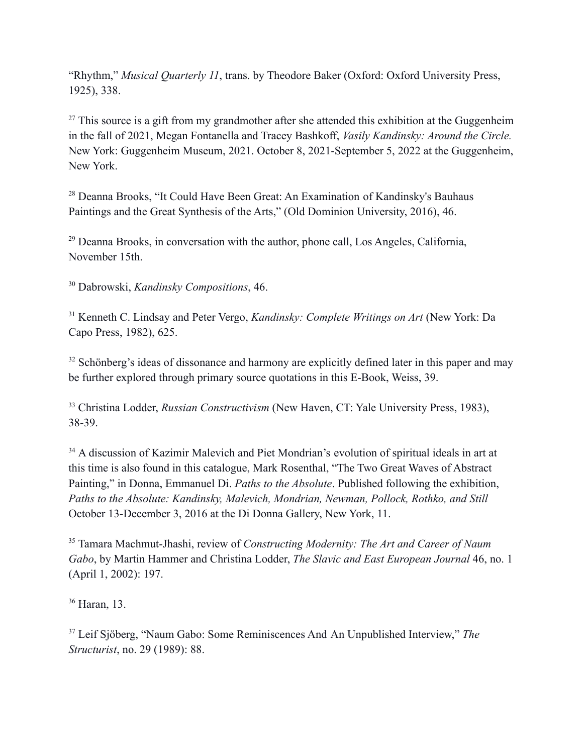"Rhythm," *Musical Quarterly 11*, trans. by Theodore Baker (Oxford: Oxford University Press, 1925), 338.

[27] This source is a gift from my grandmother after she attended this exhibition at the Guggenheim in the fall of 2021, Megan Fontanella and Tracey Bashkoff, *Vasily Kandinsky: Around the Circle.* New York: Guggenheim Museum, 2021. October 8, 2021-September 5, 2022 at the Guggenheim, New York.

[28] Deanna Brooks, "It Could Have Been Great: An Examination of Kandinsky's Bauhaus Paintings and the Great Synthesis of the Arts," (Old Dominion University, 2016), 46.

[29] Deanna Brooks, in conversation with the author, phone call, Los Angeles, California, November 15th.

[30] Dabrowski, *Kandinsky Compositions*, 46.

[31] Kenneth C. Lindsay and Peter Vergo, *Kandinsky: Complete Writings on Art* (New York: Da Capo Press, 1982), 625.

[32] Schönberg's ideas of dissonance and harmony are explicitly defined later in this paper and may be further explored through primary source quotations in this E-Book, Weiss, 39.

[33] Christina Lodder, *Russian Constructivism* (New Haven, CT: Yale University Press, 1983), 38-39.

[34] A discussion of Kazimir Malevich and Piet Mondrian's evolution of spiritual ideals in art at this time is also found in this catalogue, Mark Rosenthal, "The Two Great Waves of Abstract Painting," in Donna, Emmanuel Di. *Paths to the Absolute*. Published following the exhibition, *Paths to the Absolute: Kandinsky, Malevich, Mondrian, Newman, Pollock, Rothko, and Still* October 13-December 3, 2016 at the Di Donna Gallery, New York, 11.

[35] Tamara Machmut-Jhashi, review of *Constructing Modernity: The Art and Career of Naum Gabo*, by Martin Hammer and Christina Lodder, *The Slavic and East European Journal* 46, no. 1 (April 1, 2002): 197.

[36] Haran, 13.

[37] Leif Sjöberg, "Naum Gabo: Some Reminiscences And An Unpublished Interview," *The Structurist*, no. 29 (1989): 88.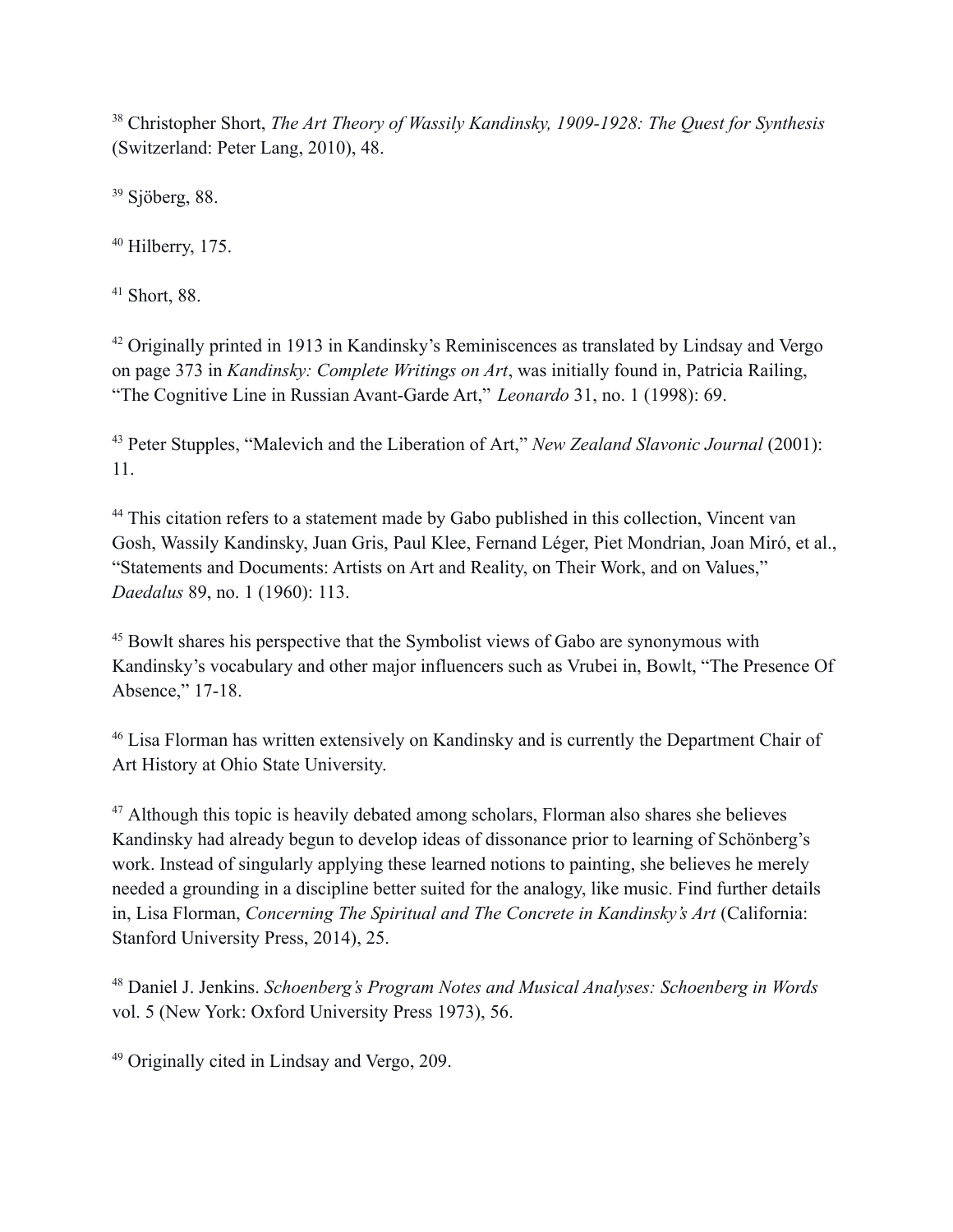[38] Christopher Short, *The Art Theory of Wassily Kandinsky, 1909-1928: The Quest for Synthesis* (Switzerland: Peter Lang, 2010), 48.

[39] Sjöberg, 88.

[40] Hilberry, 175.

[41] Short, 88.

[42] Originally printed in 1913 in Kandinsky's Reminiscences as translated by Lindsay and Vergo on page 373 in *Kandinsky: Complete Writings on Art*, was initially found in, Patricia Railing, "The Cognitive Line in Russian Avant-Garde Art," *Leonardo* 31, no. 1 (1998): 69.

[43] Peter Stupples, "Malevich and the Liberation of Art," *New Zealand Slavonic Journal* (2001): 11.

[44] This citation refers to a statement made by Gabo published in this collection, Vincent van Gosh, Wassily Kandinsky, Juan Gris, Paul Klee, Fernand Léger, Piet Mondrian, Joan Miró, et al., "Statements and Documents: Artists on Art and Reality, on Their Work, and on Values," *Daedalus* 89, no. 1 (1960): 113.

[45] Bowlt shares his perspective that the Symbolist views of Gabo are synonymous with Kandinsky's vocabulary and other major influencers such as Vrubei in, Bowlt, "The Presence Of Absence," 17-18.

[46] Lisa Florman has written extensively on Kandinsky and is currently the Department Chair of Art History at Ohio State University.

[47] Although this topic is heavily debated among scholars, Florman also shares she believes Kandinsky had already begun to develop ideas of dissonance prior to learning of Schönberg's work. Instead of singularly applying these learned notions to painting, she believes he merely needed a grounding in a discipline better suited for the analogy, like music. Find further details in, Lisa Florman, *Concerning The Spiritual and The Concrete in Kandinsky's Art* (California: Stanford University Press, 2014), 25.

[48] Daniel J. Jenkins. *Schoenberg's Program Notes and Musical Analyses: Schoenberg in Words* vol. 5 (New York: Oxford University Press 1973), 56.

[49] Originally cited in Lindsay and Vergo, 209.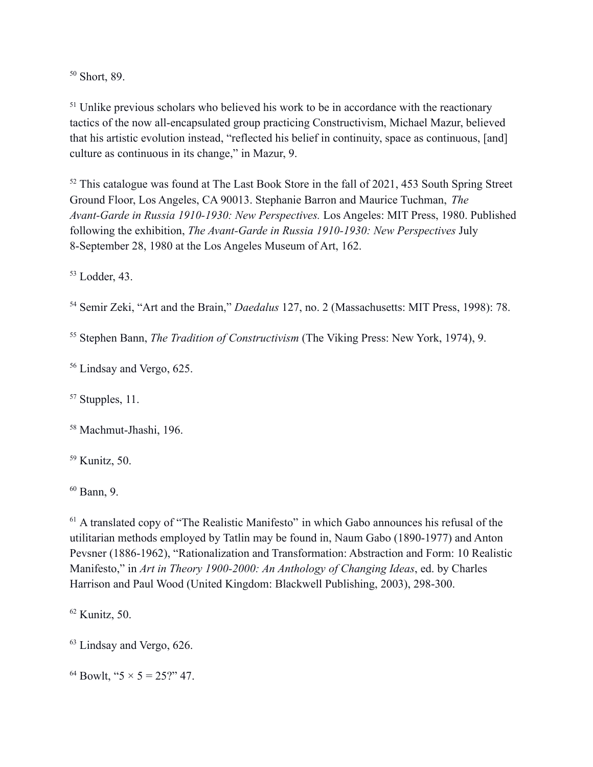[50] Short, 89.

[51] Unlike previous scholars who believed his work to be in accordance with the reactionary tactics of the now all-encapsulated group practicing Constructivism, Michael Mazur, believed that his artistic evolution instead, "reflected his belief in continuity, space as continuous, [and] culture as continuous in its change," in Mazur, 9.

[52] This catalogue was found at The Last Book Store in the fall of 2021, 453 South Spring Street Ground Floor, Los Angeles, CA 90013. Stephanie Barron and Maurice Tuchman, *The Avant-Garde in Russia 1910-1930: New Perspectives.* Los Angeles: MIT Press, 1980. Published following the exhibition, *The Avant-Garde in Russia 1910-1930: New Perspectives* July 8-September 28, 1980 at the Los Angeles Museum of Art, 162.

[53] Lodder, 43.

[54] Semir Zeki, "Art and the Brain," *Daedalus* 127, no. 2 (Massachusetts: MIT Press, 1998): 78.

[55] Stephen Bann, *The Tradition of Constructivism* (The Viking Press: New York, 1974), 9.

[56] Lindsay and Vergo, 625.

[57] Stupples, 11.

[58] Machmut-Jhashi, 196.

[59] Kunitz, 50.

[60] Bann, 9.

[61] A translated copy of "The Realistic Manifesto" in which Gabo announces his refusal of the utilitarian methods employed by Tatlin may be found in, Naum Gabo (1890-1977) and Anton Pevsner (1886-1962), "Rationalization and Transformation: Abstraction and Form: 10 Realistic Manifesto," in *Art in Theory 1900-2000: An Anthology of Changing Ideas*, ed. by Charles Harrison and Paul Wood (United Kingdom: Blackwell Publishing, 2003), 298-300.

[62] Kunitz, 50.

[63] Lindsay and Vergo, 626.

[64] Bowlt, "5 × 5 = 25?" 47.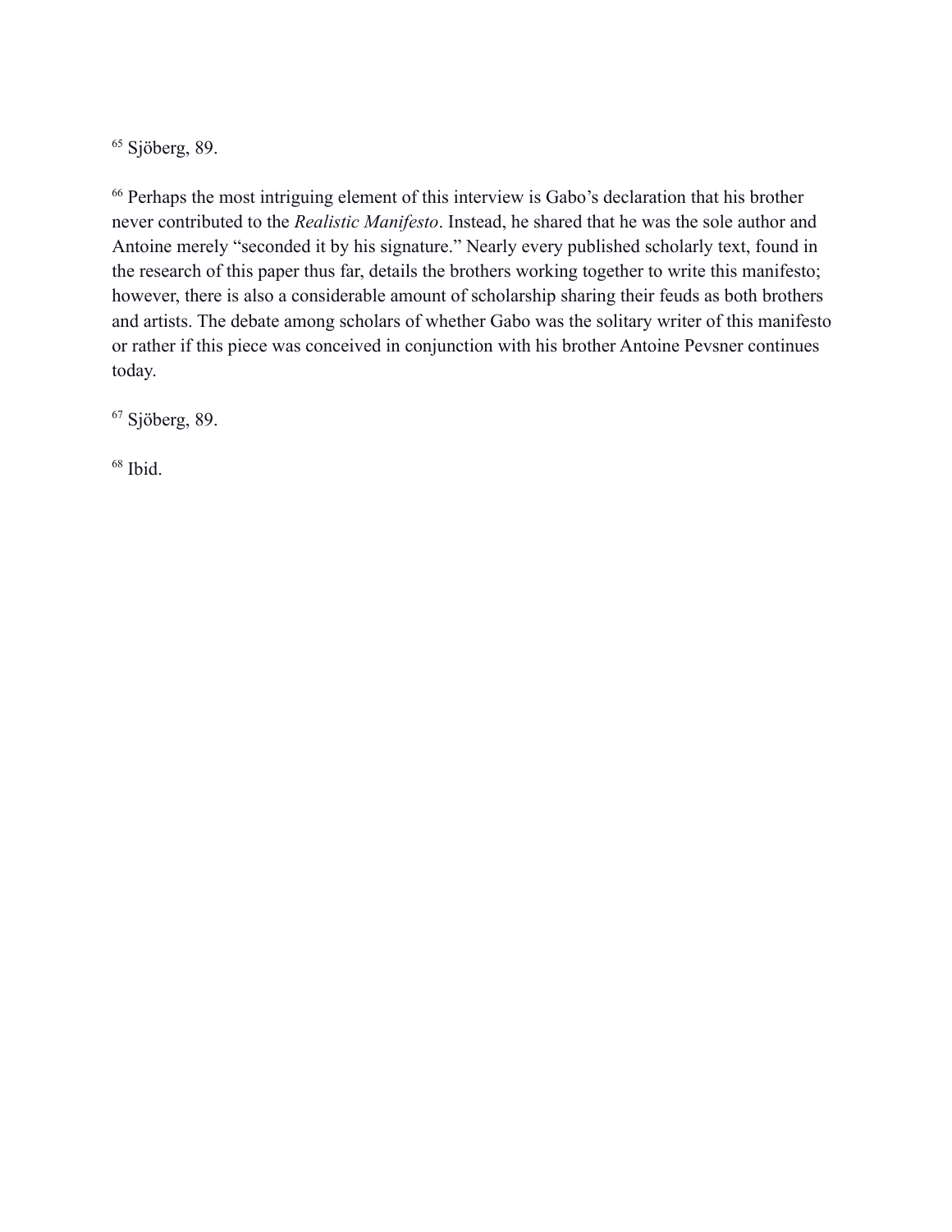[65] Sjöberg, 89.

[66] Perhaps the most intriguing element of this interview is Gabo's declaration that his brother never contributed to the *Realistic Manifesto*. Instead, he shared that he was the sole author and Antoine merely "seconded it by his signature." Nearly every published scholarly text, found in the research of this paper thus far, details the brothers working together to write this manifesto; however, there is also a considerable amount of scholarship sharing their feuds as both brothers and artists. The debate among scholars of whether Gabo was the solitary writer of this manifesto or rather if this piece was conceived in conjunction with his brother Antoine Pevsner continues today.

[67] Sjöberg, 89.

[68] Ibid.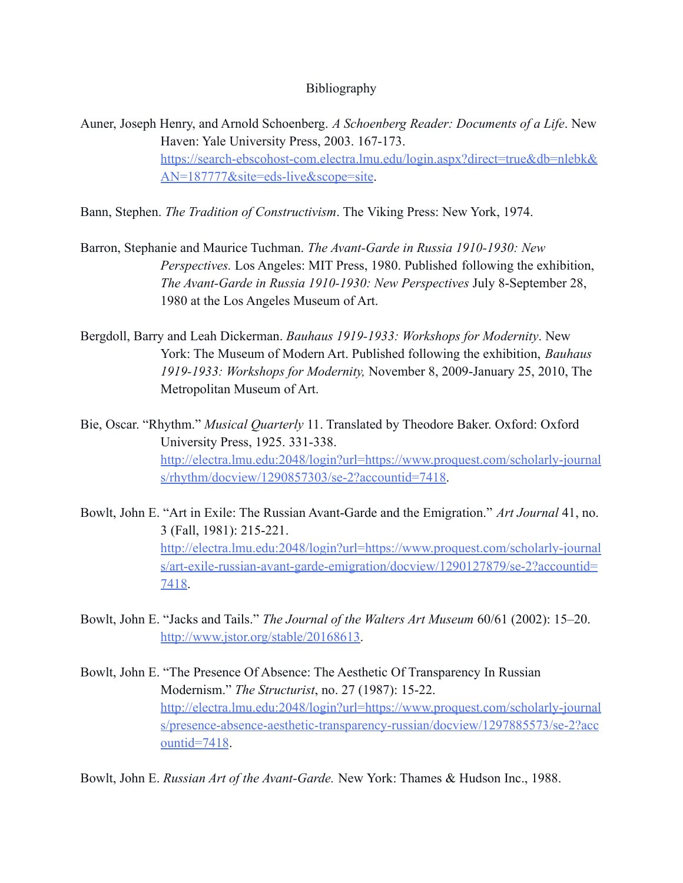# Bibliography

Auner, Joseph Henry, and Arnold Schoenberg. *A Schoenberg Reader: Documents of a Life*. New Haven: Yale University Press, 2003. 167-173. https://search-ebscohost-com.electra.lmu.edu/login.aspx?direct=true&db=nlebk&AN=187777&site=eds-live&scope=site.

Bann, Stephen. *The Tradition of Constructivism*. The Viking Press: New York, 1974.

Barron, Stephanie and Maurice Tuchman. *The Avant-Garde in Russia 1910-1930: New Perspectives.* Los Angeles: MIT Press, 1980. Published following the exhibition, *The Avant-Garde in Russia 1910-1930: New Perspectives* July 8-September 28, 1980 at the Los Angeles Museum of Art.

Bergdoll, Barry and Leah Dickerman. *Bauhaus 1919-1933: Workshops for Modernity*. New York: The Museum of Modern Art. Published following the exhibition, *Bauhaus 1919-1933: Workshops for Modernity,* November 8, 2009-January 25, 2010, The Metropolitan Museum of Art.

Bie, Oscar. "Rhythm." *Musical Quarterly* 11. Translated by Theodore Baker. Oxford: Oxford University Press, 1925. 331-338. http://electra.lmu.edu:2048/login?url=https://www.proquest.com/scholarly-journals/rhythm/docview/1290857303/se-2?accountid=7418.

Bowlt, John E. "Art in Exile: The Russian Avant-Garde and the Emigration." *Art Journal* 41, no. 3 (Fall, 1981): 215-221. http://electra.lmu.edu:2048/login?url=https://www.proquest.com/scholarly-journals/art-exile-russian-avant-garde-emigration/docview/1290127879/se-2?accountid=7418.

Bowlt, John E. "Jacks and Tails." *The Journal of the Walters Art Museum* 60/61 (2002): 15–20. http://www.jstor.org/stable/20168613.

Bowlt, John E. "The Presence Of Absence: The Aesthetic Of Transparency In Russian Modernism." *The Structurist*, no. 27 (1987): 15-22. http://electra.lmu.edu:2048/login?url=https://www.proquest.com/scholarly-journals/presence-absence-aesthetic-transparency-russian/docview/1297885573/se-2?accountid=7418.

Bowlt, John E. *Russian Art of the Avant-Garde.* New York: Thames & Hudson Inc., 1988.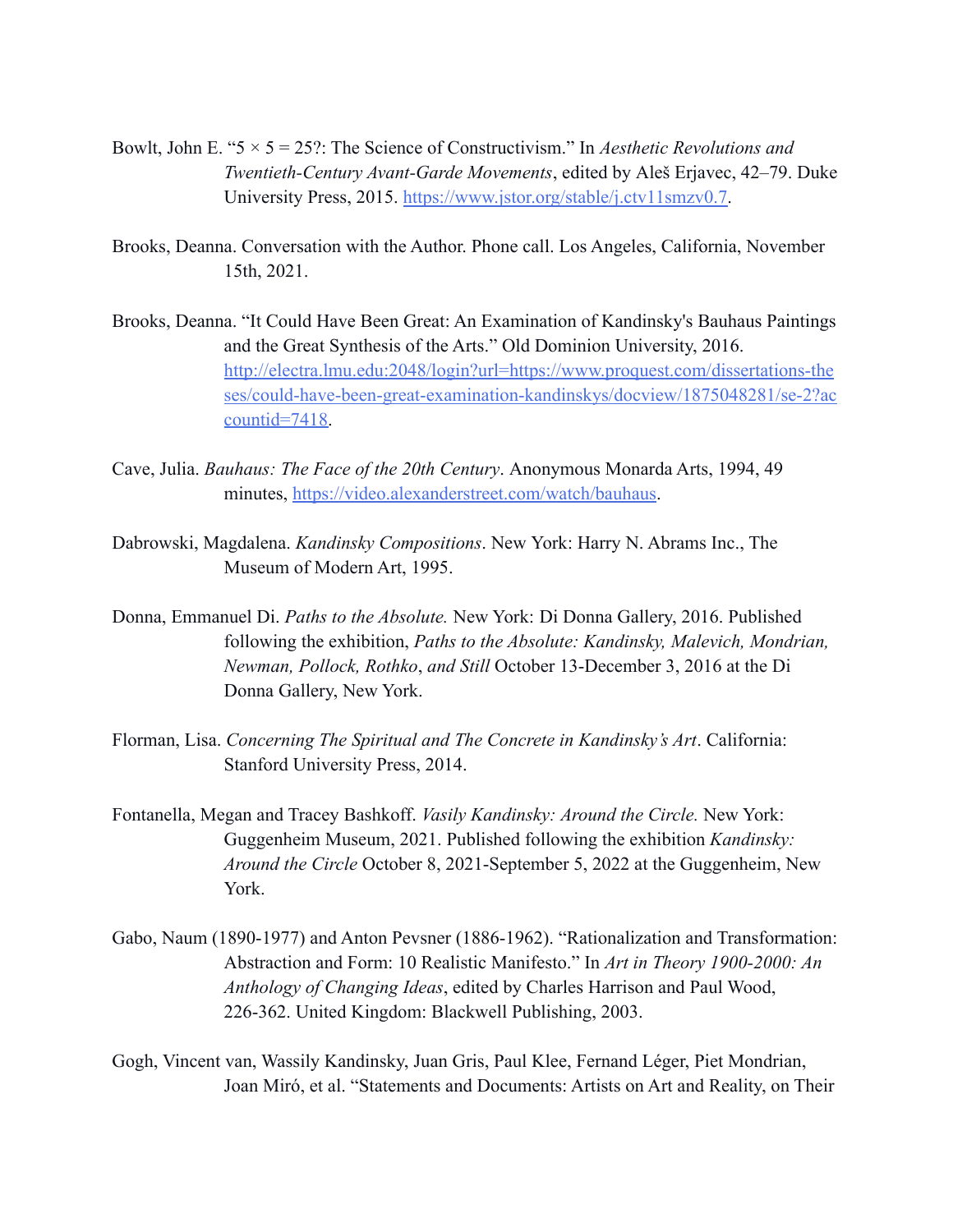Bowlt, John E. "5 × 5 = 25?: The Science of Constructivism." In *Aesthetic Revolutions and Twentieth-Century Avant-Garde Movements*, edited by Aleš Erjavec, 42–79. Duke University Press, 2015. https://www.jstor.org/stable/j.ctv11smzv0.7.

Brooks, Deanna. Conversation with the Author. Phone call. Los Angeles, California, November 15th, 2021.

Brooks, Deanna. "It Could Have Been Great: An Examination of Kandinsky's Bauhaus Paintings and the Great Synthesis of the Arts." Old Dominion University, 2016. http://electra.lmu.edu:2048/login?url=https://www.proquest.com/dissertations-theses/could-have-been-great-examination-kandinskys/docview/1875048281/se-2?accountid=7418.

Cave, Julia. *Bauhaus: The Face of the 20th Century*. Anonymous Monarda Arts, 1994, 49 minutes, https://video.alexanderstreet.com/watch/bauhaus.

Dabrowski, Magdalena. *Kandinsky Compositions*. New York: Harry N. Abrams Inc., The Museum of Modern Art, 1995.

Donna, Emmanuel Di. *Paths to the Absolute.* New York: Di Donna Gallery, 2016. Published following the exhibition, *Paths to the Absolute: Kandinsky, Malevich, Mondrian, Newman, Pollock, Rothko*, *and Still* October 13-December 3, 2016 at the Di Donna Gallery, New York.

Florman, Lisa. *Concerning The Spiritual and The Concrete in Kandinsky's Art*. California: Stanford University Press, 2014.

Fontanella, Megan and Tracey Bashkoff. *Vasily Kandinsky: Around the Circle.* New York: Guggenheim Museum, 2021. Published following the exhibition *Kandinsky: Around the Circle* October 8, 2021-September 5, 2022 at the Guggenheim, New York.

Gabo, Naum (1890-1977) and Anton Pevsner (1886-1962). "Rationalization and Transformation: Abstraction and Form: 10 Realistic Manifesto." In *Art in Theory 1900-2000: An Anthology of Changing Ideas*, edited by Charles Harrison and Paul Wood, 226-362. United Kingdom: Blackwell Publishing, 2003.

Gogh, Vincent van, Wassily Kandinsky, Juan Gris, Paul Klee, Fernand Léger, Piet Mondrian, Joan Miró, et al. "Statements and Documents: Artists on Art and Reality, on Their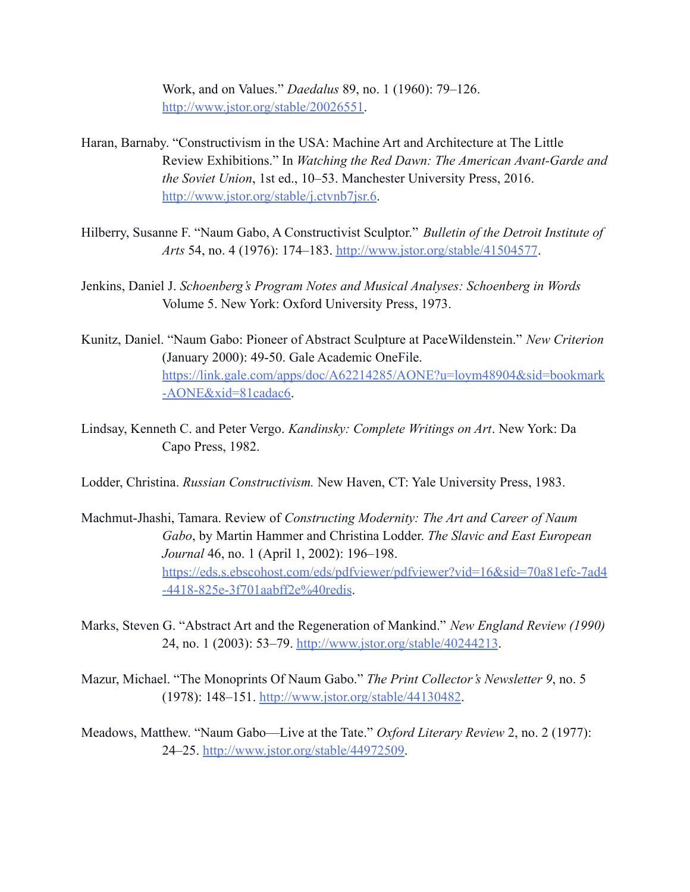Work, and on Values." *Daedalus* 89, no. 1 (1960): 79–126. http://www.jstor.org/stable/20026551.

Haran, Barnaby. "Constructivism in the USA: Machine Art and Architecture at The Little Review Exhibitions." In *Watching the Red Dawn: The American Avant-Garde and the Soviet Union*, 1st ed., 10–53. Manchester University Press, 2016. http://www.jstor.org/stable/j.ctvnb7jsr.6.

Hilberry, Susanne F. "Naum Gabo, A Constructivist Sculptor." *Bulletin of the Detroit Institute of Arts* 54, no. 4 (1976): 174–183. http://www.jstor.org/stable/41504577.

Jenkins, Daniel J. *Schoenberg's Program Notes and Musical Analyses: Schoenberg in Words* Volume 5. New York: Oxford University Press, 1973.

Kunitz, Daniel. "Naum Gabo: Pioneer of Abstract Sculpture at PaceWildenstein." *New Criterion* (January 2000): 49-50. Gale Academic OneFile. https://link.gale.com/apps/doc/A62214285/AONE?u=loym48904&sid=bookmark-AONE&xid=81cadac6.

Lindsay, Kenneth C. and Peter Vergo. *Kandinsky: Complete Writings on Art*. New York: Da Capo Press, 1982.

Lodder, Christina. *Russian Constructivism.* New Haven, CT: Yale University Press, 1983.

Machmut-Jhashi, Tamara. Review of *Constructing Modernity: The Art and Career of Naum Gabo*, by Martin Hammer and Christina Lodder. *The Slavic and East European Journal* 46, no. 1 (April 1, 2002): 196–198. https://eds.s.ebscohost.com/eds/pdfviewer/pdfviewer?vid=16&sid=70a81efc-7ad4-4418-825e-3f701aabff2e%40redis.

Marks, Steven G. "Abstract Art and the Regeneration of Mankind." *New England Review (1990)* 24, no. 1 (2003): 53–79. http://www.jstor.org/stable/40244213.

Mazur, Michael. "The Monoprints Of Naum Gabo." *The Print Collector's Newsletter 9*, no. 5 (1978): 148–151. http://www.jstor.org/stable/44130482.

Meadows, Matthew. "Naum Gabo—Live at the Tate." *Oxford Literary Review* 2, no. 2 (1977): 24–25. http://www.jstor.org/stable/44972509.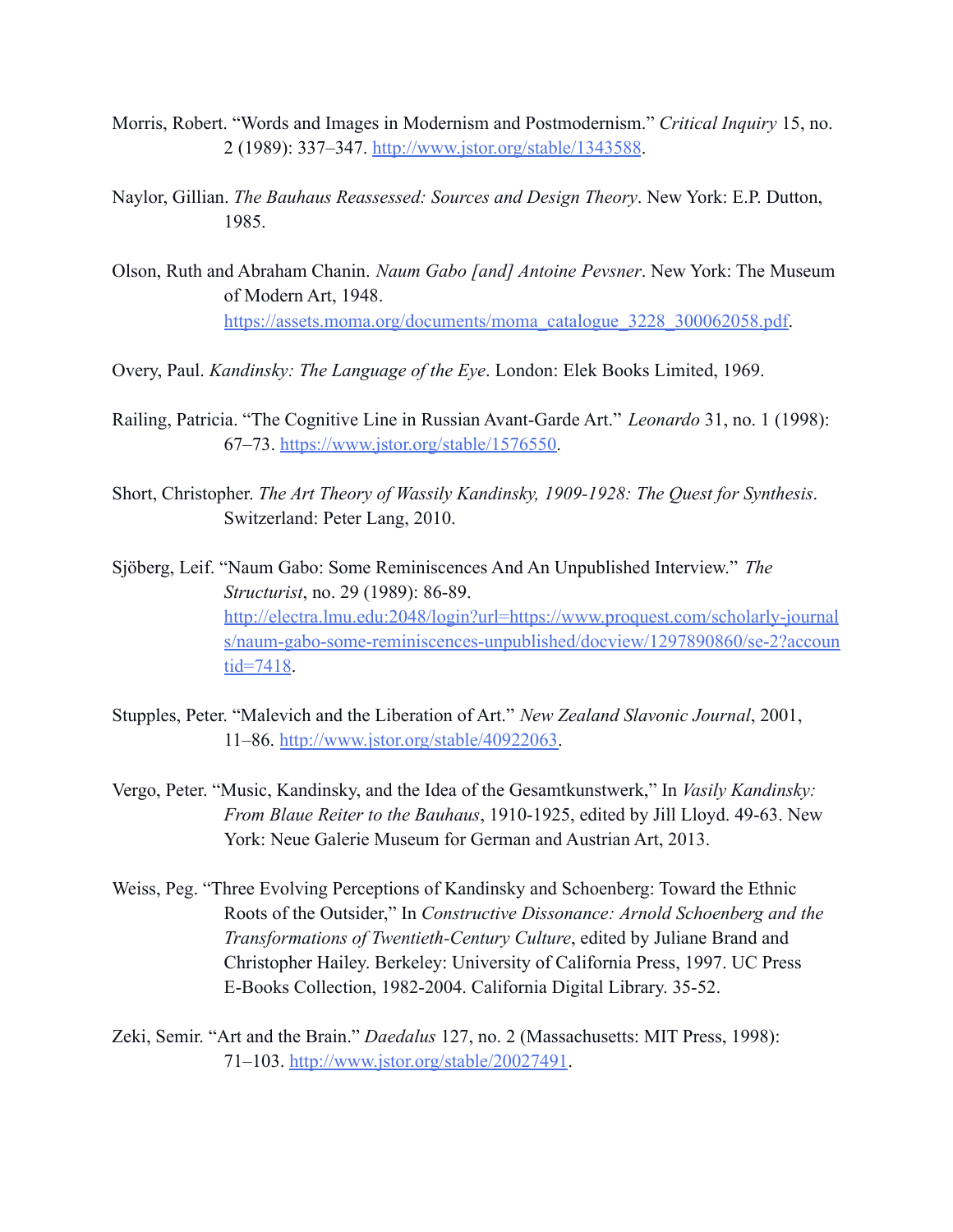Morris, Robert. "Words and Images in Modernism and Postmodernism." *Critical Inquiry* 15, no. 2 (1989): 337–347. http://www.jstor.org/stable/1343588.

Naylor, Gillian. *The Bauhaus Reassessed: Sources and Design Theory*. New York: E.P. Dutton, 1985.

Olson, Ruth and Abraham Chanin. *Naum Gabo [and] Antoine Pevsner*. New York: The Museum of Modern Art, 1948. https://assets.moma.org/documents/moma_catalogue_3228_300062058.pdf.

Overy, Paul. *Kandinsky: The Language of the Eye*. London: Elek Books Limited, 1969.

Railing, Patricia. "The Cognitive Line in Russian Avant-Garde Art." *Leonardo* 31, no. 1 (1998): 67–73. https://www.jstor.org/stable/1576550.

Short, Christopher. *The Art Theory of Wassily Kandinsky, 1909-1928: The Quest for Synthesis*. Switzerland: Peter Lang, 2010.

Sjöberg, Leif. "Naum Gabo: Some Reminiscences And An Unpublished Interview." *The Structurist*, no. 29 (1989): 86-89. http://electra.lmu.edu:2048/login?url=https://www.proquest.com/scholarly-journals/naum-gabo-some-reminiscences-unpublished/docview/1297890860/se-2?accountid=7418.

Stupples, Peter. "Malevich and the Liberation of Art." *New Zealand Slavonic Journal*, 2001, 11–86. http://www.jstor.org/stable/40922063.

Vergo, Peter. "Music, Kandinsky, and the Idea of the Gesamtkunstwerk," In *Vasily Kandinsky: From Blaue Reiter to the Bauhaus*, 1910-1925, edited by Jill Lloyd. 49-63. New York: Neue Galerie Museum for German and Austrian Art, 2013.

Weiss, Peg. "Three Evolving Perceptions of Kandinsky and Schoenberg: Toward the Ethnic Roots of the Outsider," In *Constructive Dissonance: Arnold Schoenberg and the Transformations of Twentieth-Century Culture*, edited by Juliane Brand and Christopher Hailey. Berkeley: University of California Press, 1997. UC Press E-Books Collection, 1982-2004. California Digital Library. 35-52.

Zeki, Semir. "Art and the Brain." *Daedalus* 127, no. 2 (Massachusetts: MIT Press, 1998): 71–103. http://www.jstor.org/stable/20027491.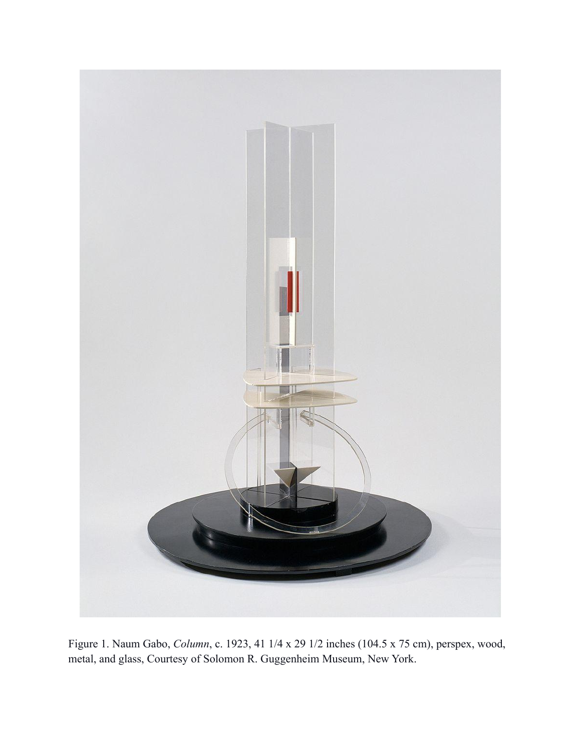Figure 1. Naum Gabo, *Column*, c. 1923, 41 1/4 x 29 1/2 inches (104.5 x 75 cm), perspex, wood, metal, and glass, Courtesy of Solomon R. Guggenheim Museum, New York.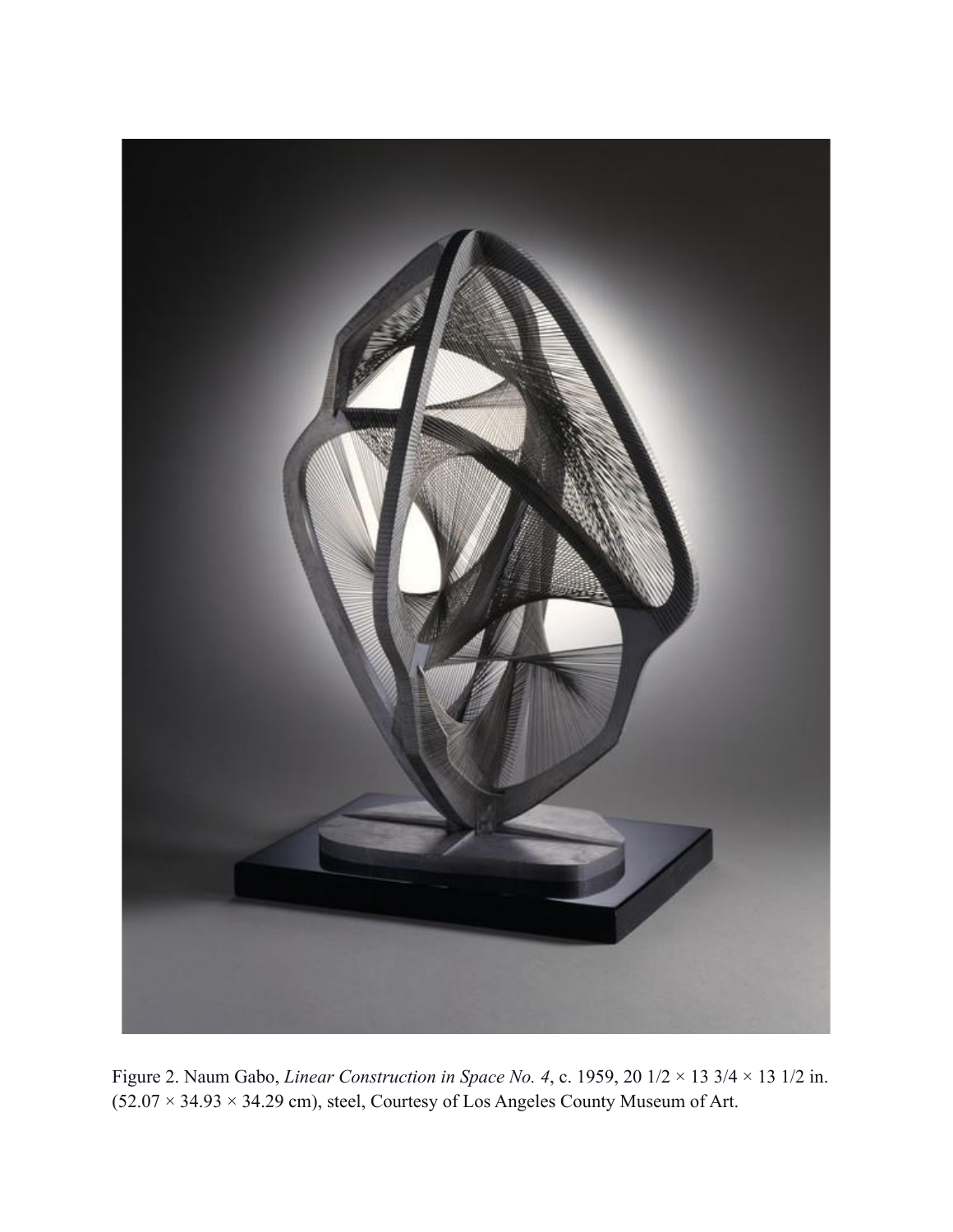Figure 2. Naum Gabo, *Linear Construction in Space No. 4*, c. 1959, 20 1/2 × 13 3/4 × 13 1/2 in. (52.07 × 34.93 × 34.29 cm), steel, Courtesy of Los Angeles County Museum of Art.